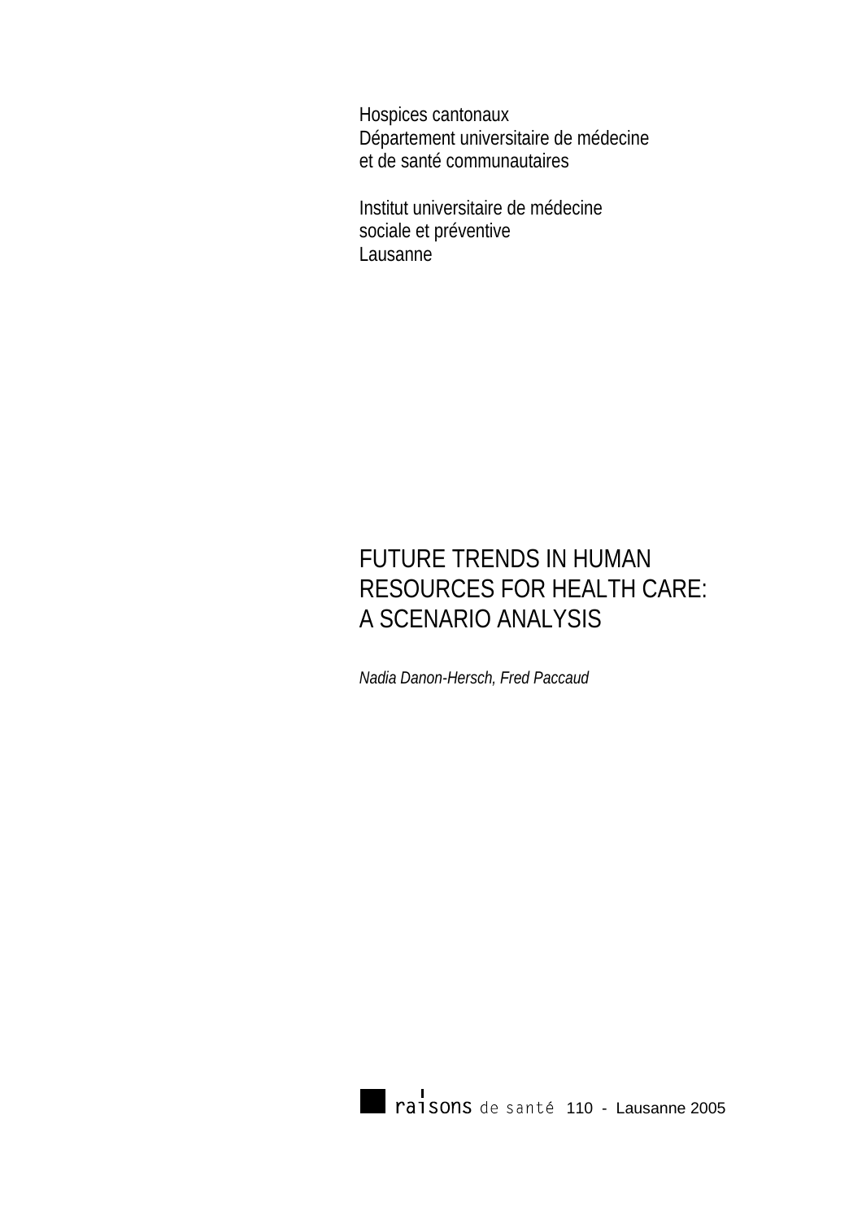Hospices cantonaux
Département universitaire de médecine
et de santé communautaires

Institut universitaire de médecine
sociale et préventive
Lausanne

# FUTURE TRENDS IN HUMAN RESOURCES FOR HEALTH CARE: A SCENARIO ANALYSIS

*Nadia Danon-Hersch, Fred Paccaud*

raisons de santé 110 - Lausanne 2005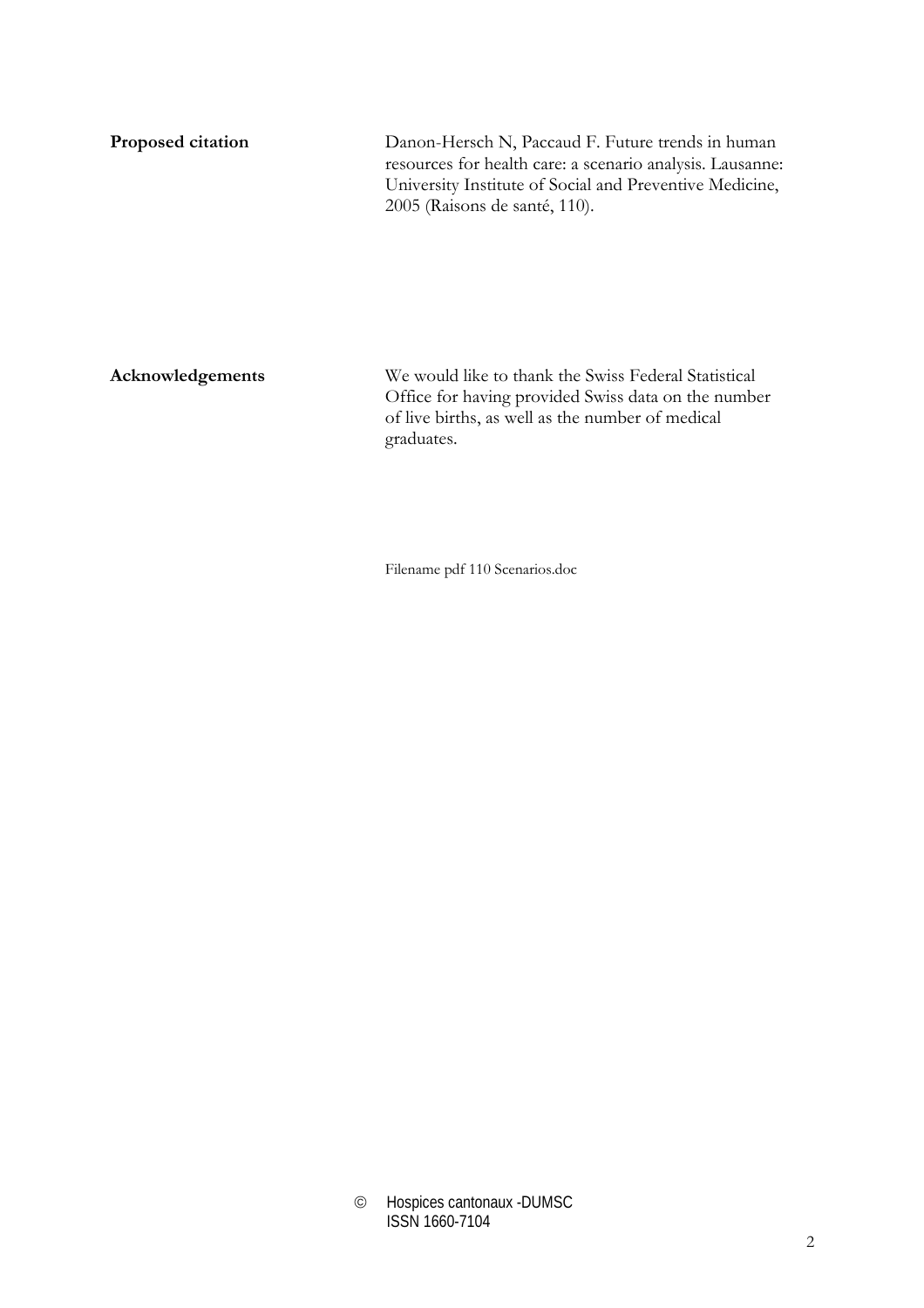**Proposed citation**

Danon-Hersch N, Paccaud F. Future trends in human resources for health care: a scenario analysis. Lausanne: University Institute of Social and Preventive Medicine, 2005 (Raisons de santé, 110).

**Acknowledgements**

We would like to thank the Swiss Federal Statistical Office for having provided Swiss data on the number of live births, as well as the number of medical graduates.

Filename pdf 110 Scenarios.doc

© Hospices cantonaux -DUMSC
ISSN 1660-7104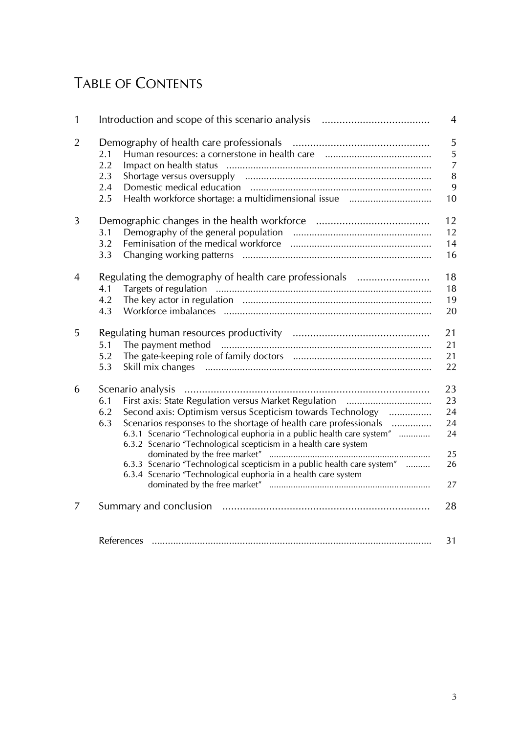# TABLE OF CONTENTS

| | | |
|---|---|---|
| 1 | Introduction and scope of this scenario analysis | 4 |
| 2 | Demography of health care professionals | 5 |
| | 2.1 Human resources: a cornerstone in health care | 5 |
| | 2.2 Impact on health status | 7 |
| | 2.3 Shortage versus oversupply | 8 |
| | 2.4 Domestic medical education | 9 |
| | 2.5 Health workforce shortage: a multidimensional issue | 10 |
| 3 | Demographic changes in the health workforce | 12 |
| | 3.1 Demography of the general population | 12 |
| | 3.2 Feminisation of the medical workforce | 14 |
| | 3.3 Changing working patterns | 16 |
| 4 | Regulating the demography of health care professionals | 18 |
| | 4.1 Targets of regulation | 18 |
| | 4.2 The key actor in regulation | 19 |
| | 4.3 Workforce imbalances | 20 |
| 5 | Regulating human resources productivity | 21 |
| | 5.1 The payment method | 21 |
| | 5.2 The gate-keeping role of family doctors | 21 |
| | 5.3 Skill mix changes | 22 |
| 6 | Scenario analysis | 23 |
| | 6.1 First axis: State Regulation versus Market Regulation | 23 |
| | 6.2 Second axis: Optimism versus Scepticism towards Technology | 24 |
| | 6.3 Scenarios responses to the shortage of health care professionals | 24 |
| | 6.3.1 Scenario "Technological euphoria in a public health care system" | 24 |
| | 6.3.2 Scenario "Technological scepticism in a health care system dominated by the free market" | 25 |
| | 6.3.3 Scenario "Technological scepticism in a public health care system" | 26 |
| | 6.3.4 Scenario "Technological euphoria in a health care system dominated by the free market" | 27 |
| 7 | Summary and conclusion | 28 |
| | References | 31 |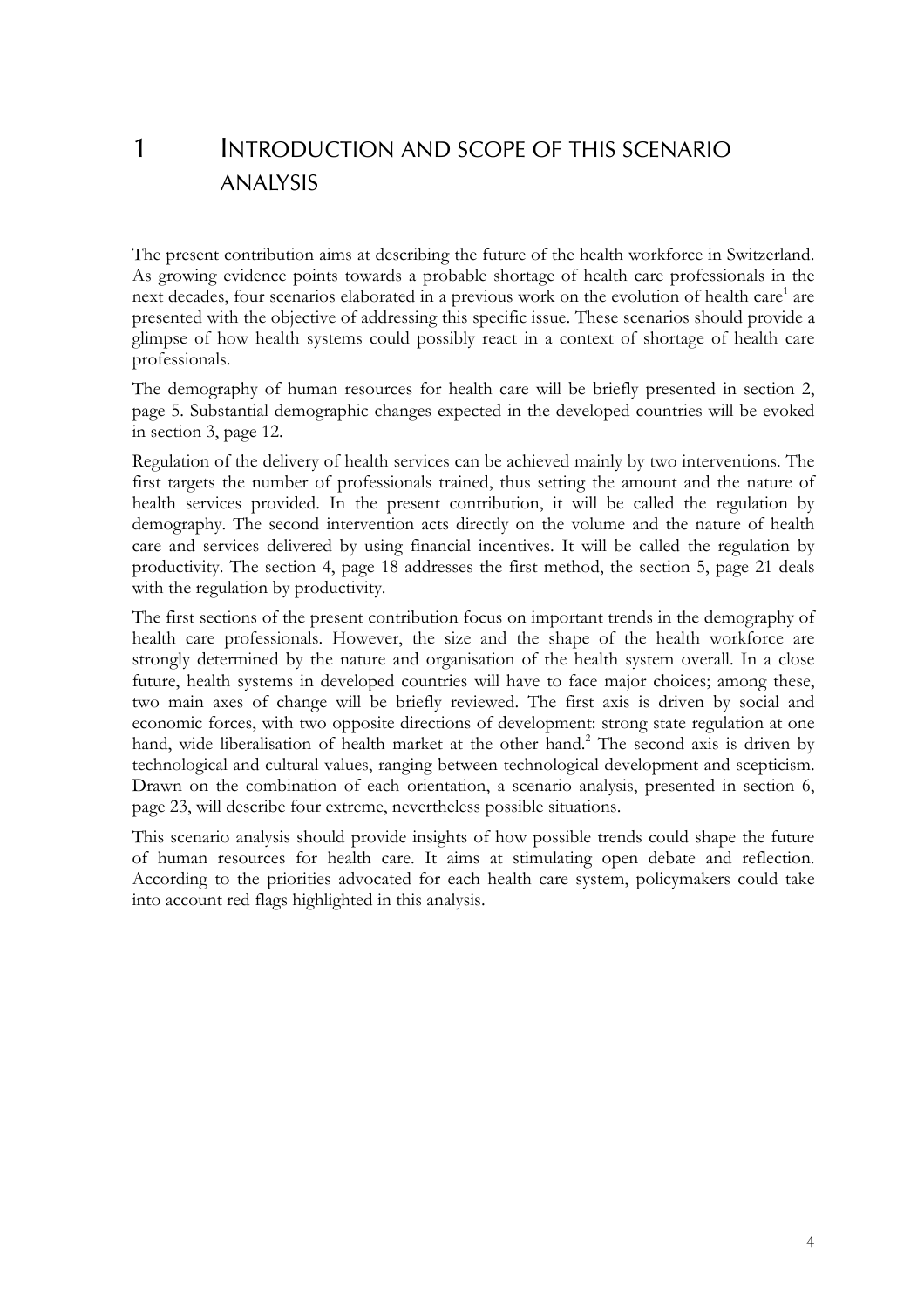# 1 INTRODUCTION AND SCOPE OF THIS SCENARIO ANALYSIS

The present contribution aims at describing the future of the health workforce in Switzerland. As growing evidence points towards a probable shortage of health care professionals in the next decades, four scenarios elaborated in a previous work on the evolution of health care[1] are presented with the objective of addressing this specific issue. These scenarios should provide a glimpse of how health systems could possibly react in a context of shortage of health care professionals.

The demography of human resources for health care will be briefly presented in section 2, page 5. Substantial demographic changes expected in the developed countries will be evoked in section 3, page 12.

Regulation of the delivery of health services can be achieved mainly by two interventions. The first targets the number of professionals trained, thus setting the amount and the nature of health services provided. In the present contribution, it will be called the regulation by demography. The second intervention acts directly on the volume and the nature of health care and services delivered by using financial incentives. It will be called the regulation by productivity. The section 4, page 18 addresses the first method, the section 5, page 21 deals with the regulation by productivity.

The first sections of the present contribution focus on important trends in the demography of health care professionals. However, the size and the shape of the health workforce are strongly determined by the nature and organisation of the health system overall. In a close future, health systems in developed countries will have to face major choices; among these, two main axes of change will be briefly reviewed. The first axis is driven by social and economic forces, with two opposite directions of development: strong state regulation at one hand, wide liberalisation of health market at the other hand.[2] The second axis is driven by technological and cultural values, ranging between technological development and scepticism. Drawn on the combination of each orientation, a scenario analysis, presented in section 6, page 23, will describe four extreme, nevertheless possible situations.

This scenario analysis should provide insights of how possible trends could shape the future of human resources for health care. It aims at stimulating open debate and reflection. According to the priorities advocated for each health care system, policymakers could take into account red flags highlighted in this analysis.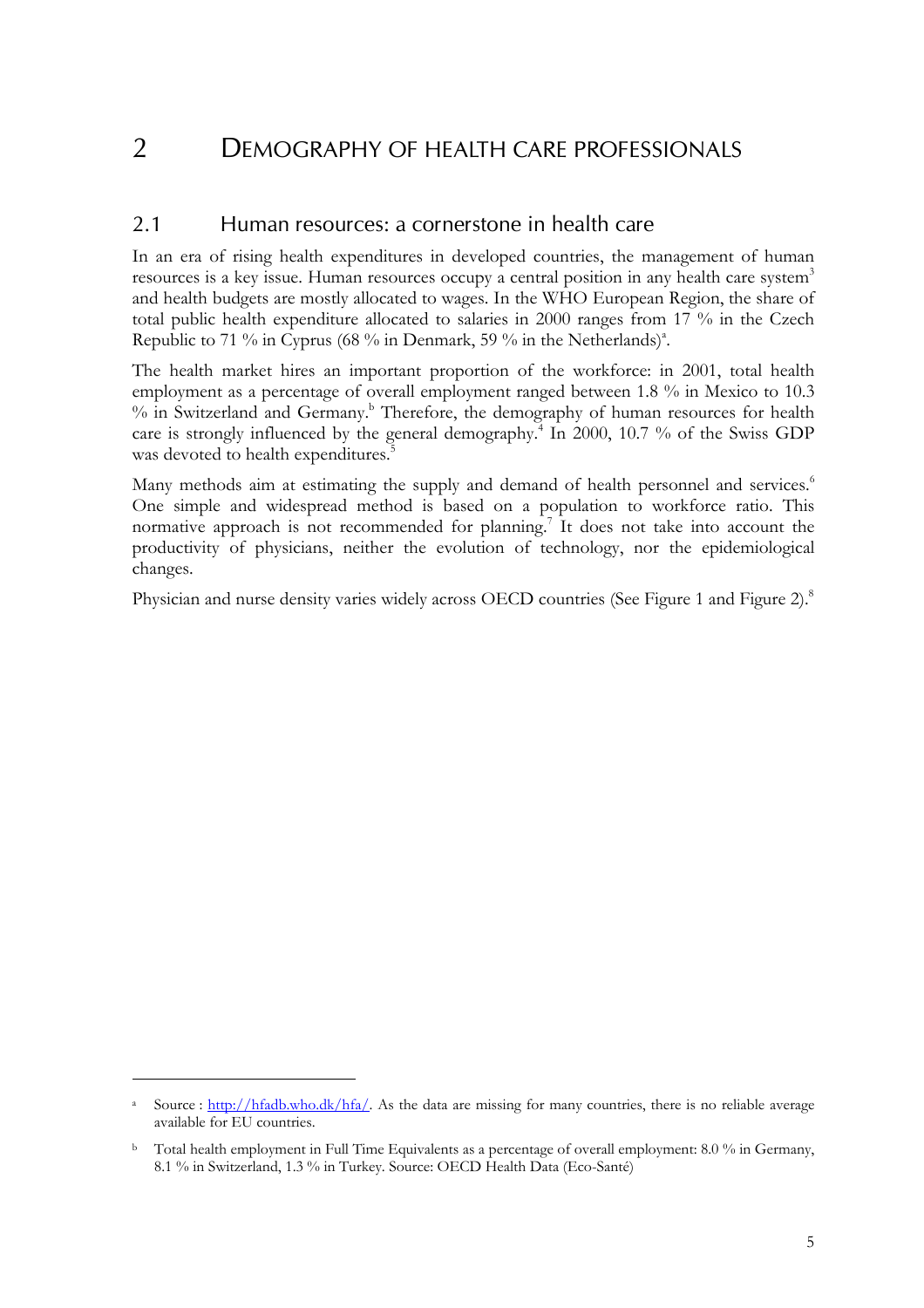# 2 DEMOGRAPHY OF HEALTH CARE PROFESSIONALS

## 2.1 Human resources: a cornerstone in health care

In an era of rising health expenditures in developed countries, the management of human resources is a key issue. Human resources occupy a central position in any health care system[3] and health budgets are mostly allocated to wages. In the WHO European Region, the share of total public health expenditure allocated to salaries in 2000 ranges from 17 % in the Czech Republic to 71 % in Cyprus (68 % in Denmark, 59 % in the Netherlands)[a].

The health market hires an important proportion of the workforce: in 2001, total health employment as a percentage of overall employment ranged between 1.8 % in Mexico to 10.3 % in Switzerland and Germany.[b] Therefore, the demography of human resources for health care is strongly influenced by the general demography.[4] In 2000, 10.7 % of the Swiss GDP was devoted to health expenditures.[5]

Many methods aim at estimating the supply and demand of health personnel and services.[6] One simple and widespread method is based on a population to workforce ratio. This normative approach is not recommended for planning.[7] It does not take into account the productivity of physicians, neither the evolution of technology, nor the epidemiological changes.

Physician and nurse density varies widely across OECD countries (See Figure 1 and Figure 2).[8]

---

[a] Source : http://hfadb.who.dk/hfa/. As the data are missing for many countries, there is no reliable average available for EU countries.

[b] Total health employment in Full Time Equivalents as a percentage of overall employment: 8.0 % in Germany, 8.1 % in Switzerland, 1.3 % in Turkey. Source: OECD Health Data (Eco-Santé)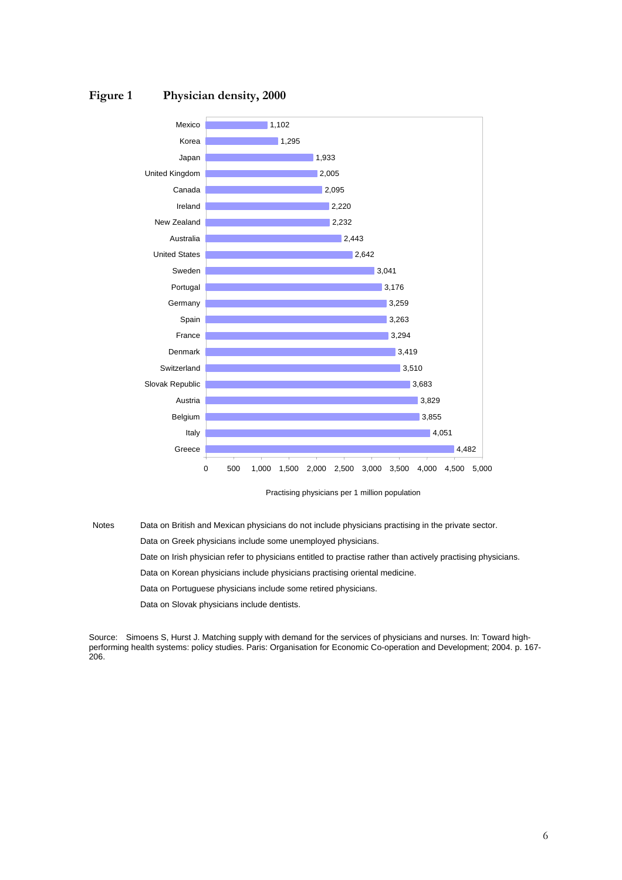**Figure 1 Physician density, 2000**

| Country | Practising physicians per 1 million population |
| --- | --- |
| Mexico | 1,102 |
| Korea | 1,295 |
| Japan | 1,933 |
| United Kingdom | 2,005 |
| Canada | 2,095 |
| Ireland | 2,220 |
| New Zealand | 2,232 |
| Australia | 2,443 |
| United States | 2,642 |
| Sweden | 3,041 |
| Portugal | 3,176 |
| Germany | 3,259 |
| Spain | 3,263 |
| France | 3,294 |
| Denmark | 3,419 |
| Switzerland | 3,510 |
| Slovak Republic | 3,683 |
| Austria | 3,829 |
| Belgium | 3,855 |
| Italy | 4,051 |
| Greece | 4,482 |

Practising physicians per 1 million population

Notes

Data on British and Mexican physicians do not include physicians practising in the private sector.

Data on Greek physicians include some unemployed physicians.

Date on Irish physician refer to physicians entitled to practise rather than actively practising physicians.

Data on Korean physicians include physicians practising oriental medicine.

Data on Portuguese physicians include some retired physicians.

Data on Slovak physicians include dentists.

Source: Simoens S, Hurst J. Matching supply with demand for the services of physicians and nurses. In: Toward high-performing health systems: policy studies. Paris: Organisation for Economic Co-operation and Development; 2004. p. 167-206.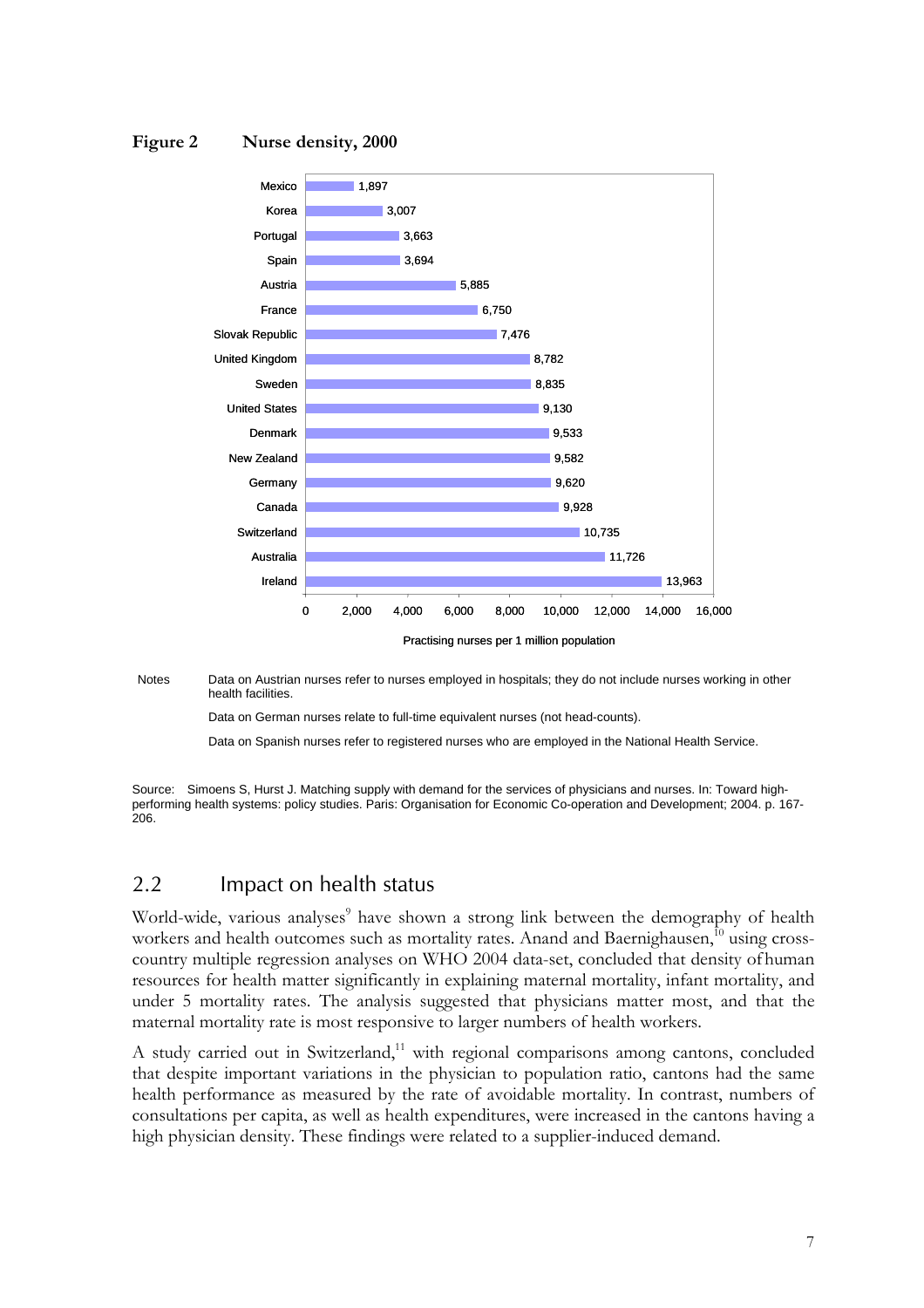**Figure 2 Nurse density, 2000**

| Country | Practising nurses per 1 million population |
|---|---|
| Mexico | 1,897 |
| Korea | 3,007 |
| Portugal | 3,663 |
| Spain | 3,694 |
| Austria | 5,885 |
| France | 6,750 |
| Slovak Republic | 7,476 |
| United Kingdom | 8,782 |
| Sweden | 8,835 |
| United States | 9,130 |
| Denmark | 9,533 |
| New Zealand | 9,582 |
| Germany | 9,620 |
| Canada | 9,928 |
| Switzerland | 10,735 |
| Australia | 11,726 |
| Ireland | 13,963 |

Notes: Data on Austrian nurses refer to nurses employed in hospitals; they do not include nurses working in other health facilities.

Data on German nurses relate to full-time equivalent nurses (not head-counts).

Data on Spanish nurses refer to registered nurses who are employed in the National Health Service.

Source: Simoens S, Hurst J. Matching supply with demand for the services of physicians and nurses. In: Toward high-performing health systems: policy studies. Paris: Organisation for Economic Co-operation and Development; 2004. p. 167-206.

## 2.2 Impact on health status

World-wide, various analyses[9] have shown a strong link between the demography of health workers and health outcomes such as mortality rates. Anand and Baernighausen,[10] using cross-country multiple regression analyses on WHO 2004 data-set, concluded that density of human resources for health matter significantly in explaining maternal mortality, infant mortality, and under 5 mortality rates. The analysis suggested that physicians matter most, and that the maternal mortality rate is most responsive to larger numbers of health workers.

A study carried out in Switzerland,[11] with regional comparisons among cantons, concluded that despite important variations in the physician to population ratio, cantons had the same health performance as measured by the rate of avoidable mortality. In contrast, numbers of consultations per capita, as well as health expenditures, were increased in the cantons having a high physician density. These findings were related to a supplier-induced demand.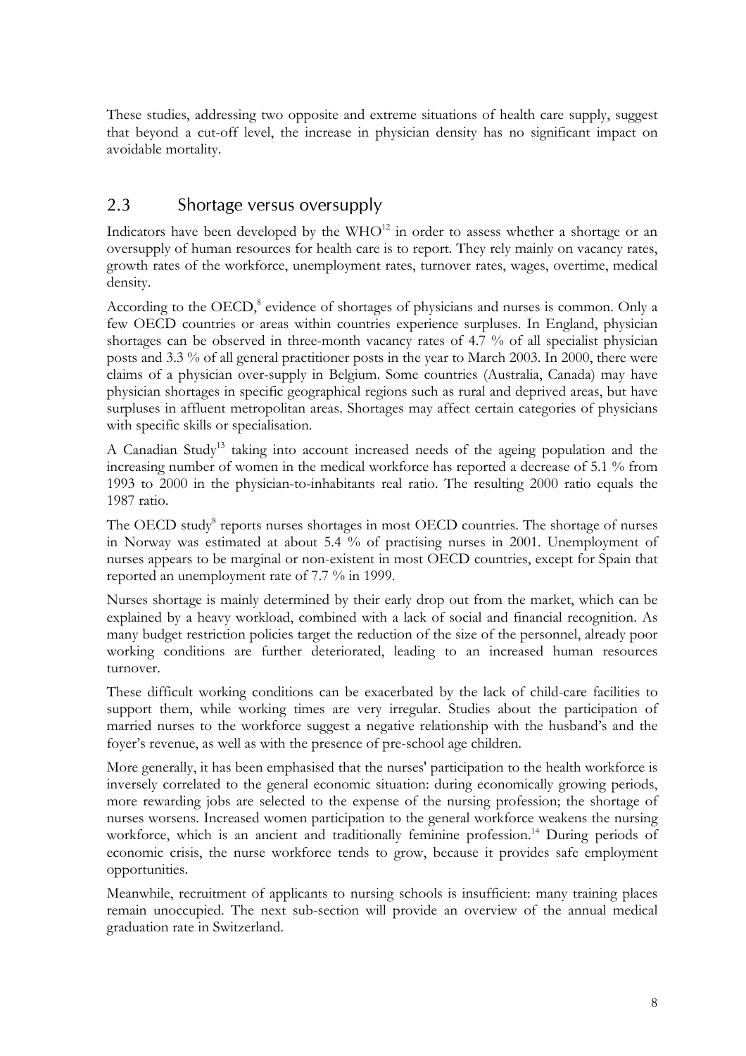These studies, addressing two opposite and extreme situations of health care supply, suggest that beyond a cut-off level, the increase in physician density has no significant impact on avoidable mortality.

## 2.3 Shortage versus oversupply

Indicators have been developed by the WHO[12] in order to assess whether a shortage or an oversupply of human resources for health care is to report. They rely mainly on vacancy rates, growth rates of the workforce, unemployment rates, turnover rates, wages, overtime, medical density.

According to the OECD,[8] evidence of shortages of physicians and nurses is common. Only a few OECD countries or areas within countries experience surpluses. In England, physician shortages can be observed in three-month vacancy rates of 4.7 % of all specialist physician posts and 3.3 % of all general practitioner posts in the year to March 2003. In 2000, there were claims of a physician over-supply in Belgium. Some countries (Australia, Canada) may have physician shortages in specific geographical regions such as rural and deprived areas, but have surpluses in affluent metropolitan areas. Shortages may affect certain categories of physicians with specific skills or specialisation.

A Canadian Study[13] taking into account increased needs of the ageing population and the increasing number of women in the medical workforce has reported a decrease of 5.1 % from 1993 to 2000 in the physician-to-inhabitants real ratio. The resulting 2000 ratio equals the 1987 ratio.

The OECD study[8] reports nurses shortages in most OECD countries. The shortage of nurses in Norway was estimated at about 5.4 % of practising nurses in 2001. Unemployment of nurses appears to be marginal or non-existent in most OECD countries, except for Spain that reported an unemployment rate of 7.7 % in 1999.

Nurses shortage is mainly determined by their early drop out from the market, which can be explained by a heavy workload, combined with a lack of social and financial recognition. As many budget restriction policies target the reduction of the size of the personnel, already poor working conditions are further deteriorated, leading to an increased human resources turnover.

These difficult working conditions can be exacerbated by the lack of child-care facilities to support them, while working times are very irregular. Studies about the participation of married nurses to the workforce suggest a negative relationship with the husband's and the foyer's revenue, as well as with the presence of pre-school age children.

More generally, it has been emphasised that the nurses' participation to the health workforce is inversely correlated to the general economic situation: during economically growing periods, more rewarding jobs are selected to the expense of the nursing profession; the shortage of nurses worsens. Increased women participation to the general workforce weakens the nursing workforce, which is an ancient and traditionally feminine profession.[14] During periods of economic crisis, the nurse workforce tends to grow, because it provides safe employment opportunities.

Meanwhile, recruitment of applicants to nursing schools is insufficient: many training places remain unoccupied. The next sub-section will provide an overview of the annual medical graduation rate in Switzerland.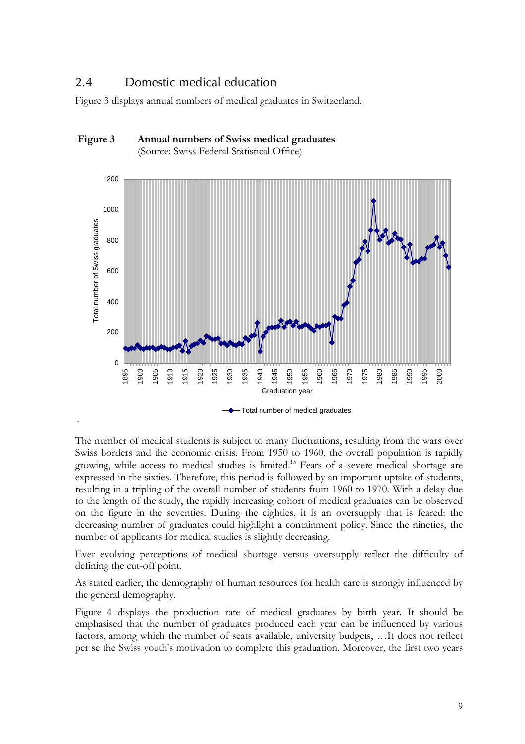## 2.4 Domestic medical education

Figure 3 displays annual numbers of medical graduates in Switzerland.

**Figure 3 Annual numbers of Swiss medical graduates**
(Source: Swiss Federal Statistical Office)

The number of medical students is subject to many fluctuations, resulting from the wars over Swiss borders and the economic crisis. From 1950 to 1960, the overall population is rapidly growing, while access to medical studies is limited.[15] Fears of a severe medical shortage are expressed in the sixties. Therefore, this period is followed by an important uptake of students, resulting in a tripling of the overall number of students from 1960 to 1970. With a delay due to the length of the study, the rapidly increasing cohort of medical graduates can be observed on the figure in the seventies. During the eighties, it is an oversupply that is feared: the decreasing number of graduates could highlight a containment policy. Since the nineties, the number of applicants for medical studies is slightly decreasing.

Ever evolving perceptions of medical shortage versus oversupply reflect the difficulty of defining the cut-off point.

As stated earlier, the demography of human resources for health care is strongly influenced by the general demography.

Figure 4 displays the production rate of medical graduates by birth year. It should be emphasised that the number of graduates produced each year can be influenced by various factors, among which the number of seats available, university budgets, …It does not reflect per se the Swiss youth's motivation to complete this graduation. Moreover, the first two years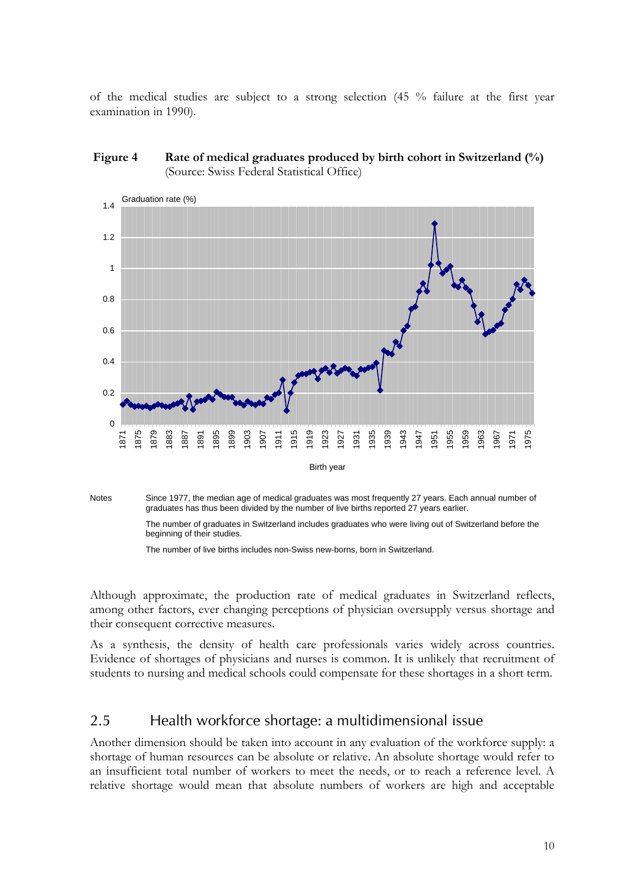of the medical studies are subject to a strong selection (45 % failure at the first year examination in 1990).

**Figure 4 Rate of medical graduates produced by birth cohort in Switzerland (%)** (Source: Swiss Federal Statistical Office)

Notes

Since 1977, the median age of medical graduates was most frequently 27 years. Each annual number of graduates has thus been divided by the number of live births reported 27 years earlier.

The number of graduates in Switzerland includes graduates who were living out of Switzerland before the beginning of their studies.

The number of live births includes non-Swiss new-borns, born in Switzerland.

Although approximate, the production rate of medical graduates in Switzerland reflects, among other factors, ever changing perceptions of physician oversupply versus shortage and their consequent corrective measures.

As a synthesis, the density of health care professionals varies widely across countries. Evidence of shortages of physicians and nurses is common. It is unlikely that recruitment of students to nursing and medical schools could compensate for these shortages in a short term.

## 2.5 Health workforce shortage: a multidimensional issue

Another dimension should be taken into account in any evaluation of the workforce supply: a shortage of human resources can be absolute or relative. An absolute shortage would refer to an insufficient total number of workers to meet the needs, or to reach a reference level. A relative shortage would mean that absolute numbers of workers are high and acceptable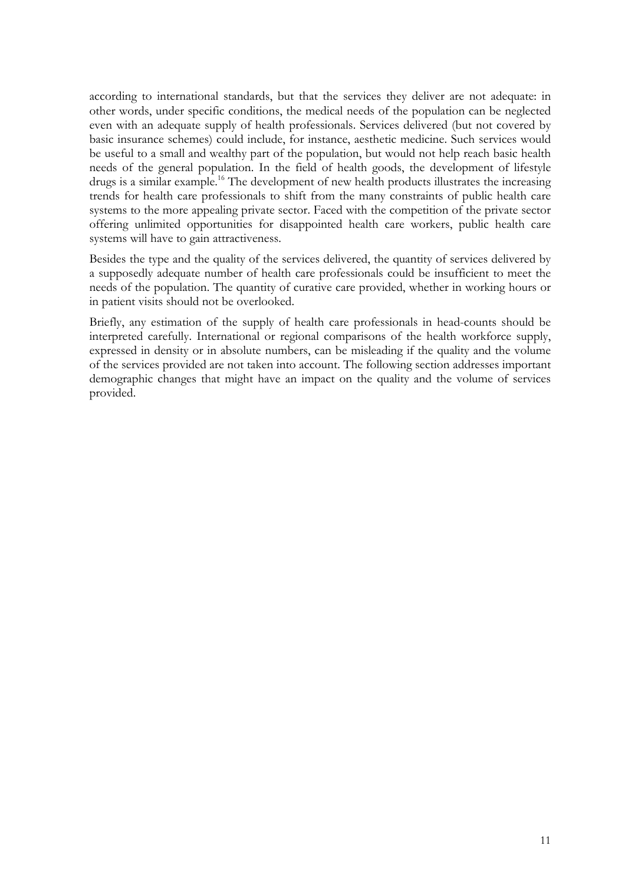according to international standards, but that the services they deliver are not adequate: in other words, under specific conditions, the medical needs of the population can be neglected even with an adequate supply of health professionals. Services delivered (but not covered by basic insurance schemes) could include, for instance, aesthetic medicine. Such services would be useful to a small and wealthy part of the population, but would not help reach basic health needs of the general population. In the field of health goods, the development of lifestyle drugs is a similar example.[16] The development of new health products illustrates the increasing trends for health care professionals to shift from the many constraints of public health care systems to the more appealing private sector. Faced with the competition of the private sector offering unlimited opportunities for disappointed health care workers, public health care systems will have to gain attractiveness.

Besides the type and the quality of the services delivered, the quantity of services delivered by a supposedly adequate number of health care professionals could be insufficient to meet the needs of the population. The quantity of curative care provided, whether in working hours or in patient visits should not be overlooked.

Briefly, any estimation of the supply of health care professionals in head-counts should be interpreted carefully. International or regional comparisons of the health workforce supply, expressed in density or in absolute numbers, can be misleading if the quality and the volume of the services provided are not taken into account. The following section addresses important demographic changes that might have an impact on the quality and the volume of services provided.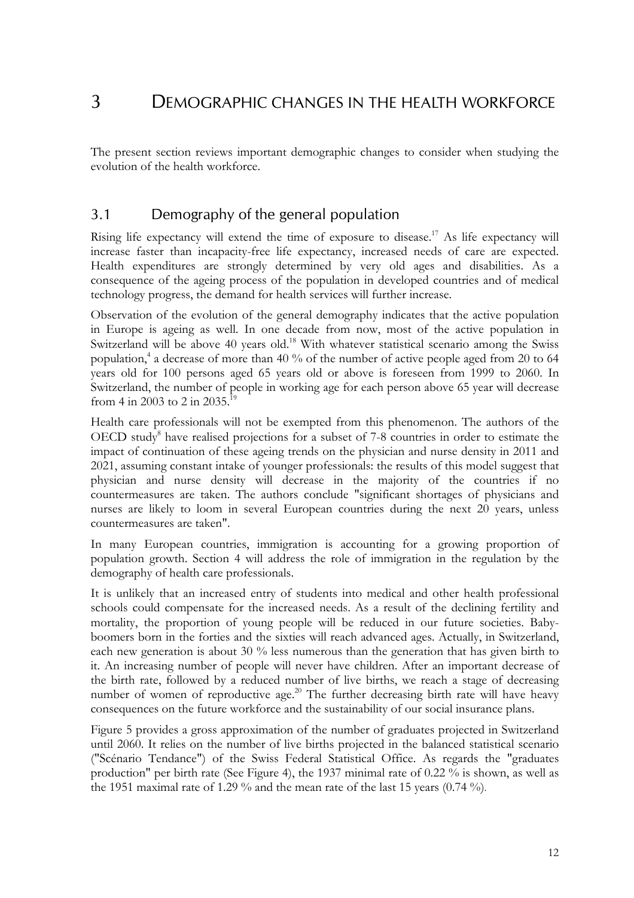# 3 DEMOGRAPHIC CHANGES IN THE HEALTH WORKFORCE

The present section reviews important demographic changes to consider when studying the evolution of the health workforce.

## 3.1 Demography of the general population

Rising life expectancy will extend the time of exposure to disease.[17] As life expectancy will increase faster than incapacity-free life expectancy, increased needs of care are expected. Health expenditures are strongly determined by very old ages and disabilities. As a consequence of the ageing process of the population in developed countries and of medical technology progress, the demand for health services will further increase.

Observation of the evolution of the general demography indicates that the active population in Europe is ageing as well. In one decade from now, most of the active population in Switzerland will be above 40 years old.[18] With whatever statistical scenario among the Swiss population,[4] a decrease of more than 40 % of the number of active people aged from 20 to 64 years old for 100 persons aged 65 years old or above is foreseen from 1999 to 2060. In Switzerland, the number of people in working age for each person above 65 year will decrease from 4 in 2003 to 2 in 2035.[19]

Health care professionals will not be exempted from this phenomenon. The authors of the OECD study[8] have realised projections for a subset of 7-8 countries in order to estimate the impact of continuation of these ageing trends on the physician and nurse density in 2011 and 2021, assuming constant intake of younger professionals: the results of this model suggest that physician and nurse density will decrease in the majority of the countries if no countermeasures are taken. The authors conclude "significant shortages of physicians and nurses are likely to loom in several European countries during the next 20 years, unless countermeasures are taken".

In many European countries, immigration is accounting for a growing proportion of population growth. Section 4 will address the role of immigration in the regulation by the demography of health care professionals.

It is unlikely that an increased entry of students into medical and other health professional schools could compensate for the increased needs. As a result of the declining fertility and mortality, the proportion of young people will be reduced in our future societies. Baby-boomers born in the forties and the sixties will reach advanced ages. Actually, in Switzerland, each new generation is about 30 % less numerous than the generation that has given birth to it. An increasing number of people will never have children. After an important decrease of the birth rate, followed by a reduced number of live births, we reach a stage of decreasing number of women of reproductive age.[20] The further decreasing birth rate will have heavy consequences on the future workforce and the sustainability of our social insurance plans.

Figure 5 provides a gross approximation of the number of graduates projected in Switzerland until 2060. It relies on the number of live births projected in the balanced statistical scenario ("Scénario Tendance") of the Swiss Federal Statistical Office. As regards the "graduates production" per birth rate (See Figure 4), the 1937 minimal rate of 0.22 % is shown, as well as the 1951 maximal rate of 1.29 % and the mean rate of the last 15 years (0.74 %).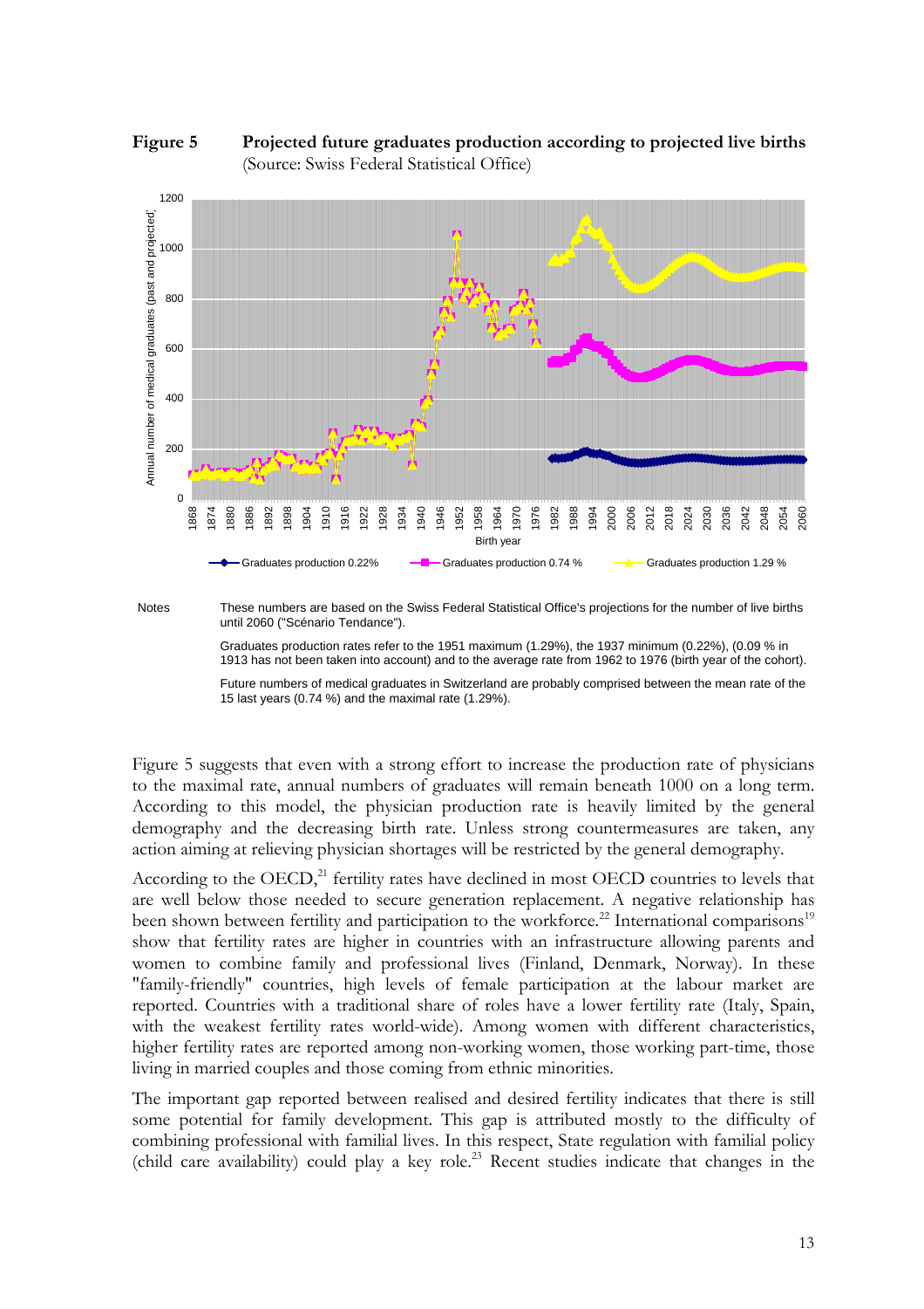**Figure 5** **Projected future graduates production according to projected live births** (Source: Swiss Federal Statistical Office)

Notes

These numbers are based on the Swiss Federal Statistical Office's projections for the number of live births until 2060 ("Scénario Tendance").

Graduates production rates refer to the 1951 maximum (1.29%), the 1937 minimum (0.22%), (0.09 % in 1913 has not been taken into account) and to the average rate from 1962 to 1976 (birth year of the cohort).

Future numbers of medical graduates in Switzerland are probably comprised between the mean rate of the 15 last years (0.74 %) and the maximal rate (1.29%).

Figure 5 suggests that even with a strong effort to increase the production rate of physicians to the maximal rate, annual numbers of graduates will remain beneath 1000 on a long term. According to this model, the physician production rate is heavily limited by the general demography and the decreasing birth rate. Unless strong countermeasures are taken, any action aiming at relieving physician shortages will be restricted by the general demography.

According to the OECD,[21] fertility rates have declined in most OECD countries to levels that are well below those needed to secure generation replacement. A negative relationship has been shown between fertility and participation to the workforce.[22] International comparisons[19] show that fertility rates are higher in countries with an infrastructure allowing parents and women to combine family and professional lives (Finland, Denmark, Norway). In these "family-friendly" countries, high levels of female participation at the labour market are reported. Countries with a traditional share of roles have a lower fertility rate (Italy, Spain, with the weakest fertility rates world-wide). Among women with different characteristics, higher fertility rates are reported among non-working women, those working part-time, those living in married couples and those coming from ethnic minorities.

The important gap reported between realised and desired fertility indicates that there is still some potential for family development. This gap is attributed mostly to the difficulty of combining professional with familial lives. In this respect, State regulation with familial policy (child care availability) could play a key role.[23] Recent studies indicate that changes in the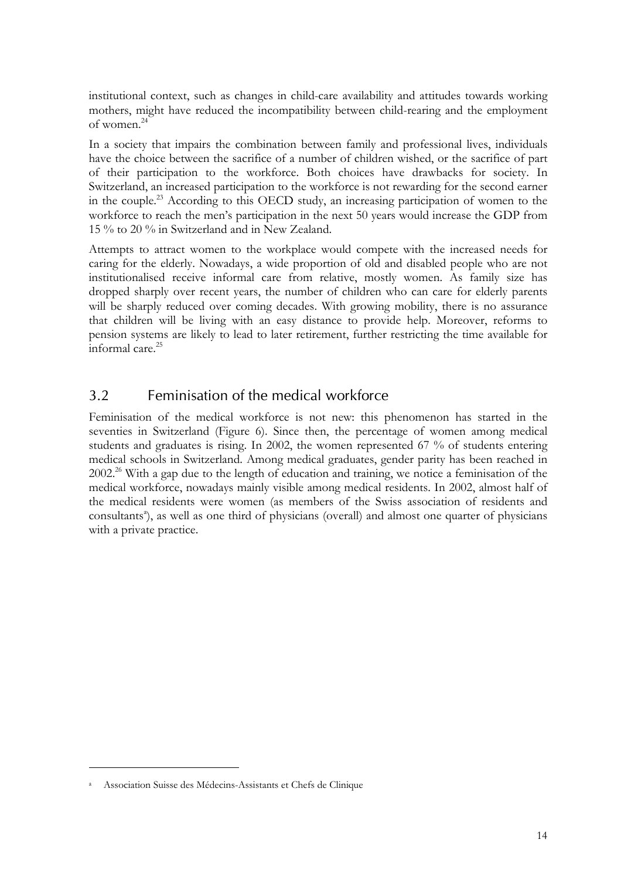institutional context, such as changes in child-care availability and attitudes towards working mothers, might have reduced the incompatibility between child-rearing and the employment of women.[24]

In a society that impairs the combination between family and professional lives, individuals have the choice between the sacrifice of a number of children wished, or the sacrifice of part of their participation to the workforce. Both choices have drawbacks for society. In Switzerland, an increased participation to the workforce is not rewarding for the second earner in the couple.[23] According to this OECD study, an increasing participation of women to the workforce to reach the men's participation in the next 50 years would increase the GDP from 15 % to 20 % in Switzerland and in New Zealand.

Attempts to attract women to the workplace would compete with the increased needs for caring for the elderly. Nowadays, a wide proportion of old and disabled people who are not institutionalised receive informal care from relative, mostly women. As family size has dropped sharply over recent years, the number of children who can care for elderly parents will be sharply reduced over coming decades. With growing mobility, there is no assurance that children will be living with an easy distance to provide help. Moreover, reforms to pension systems are likely to lead to later retirement, further restricting the time available for informal care.[25]

## 3.2 Feminisation of the medical workforce

Feminisation of the medical workforce is not new: this phenomenon has started in the seventies in Switzerland (Figure 6). Since then, the percentage of women among medical students and graduates is rising. In 2002, the women represented 67 % of students entering medical schools in Switzerland. Among medical graduates, gender parity has been reached in 2002.[26] With a gap due to the length of education and training, we notice a feminisation of the medical workforce, nowadays mainly visible among medical residents. In 2002, almost half of the medical residents were women (as members of the Swiss association of residents and consultants[a]), as well as one third of physicians (overall) and almost one quarter of physicians with a private practice.

---

[a] Association Suisse des Médecins-Assistants et Chefs de Clinique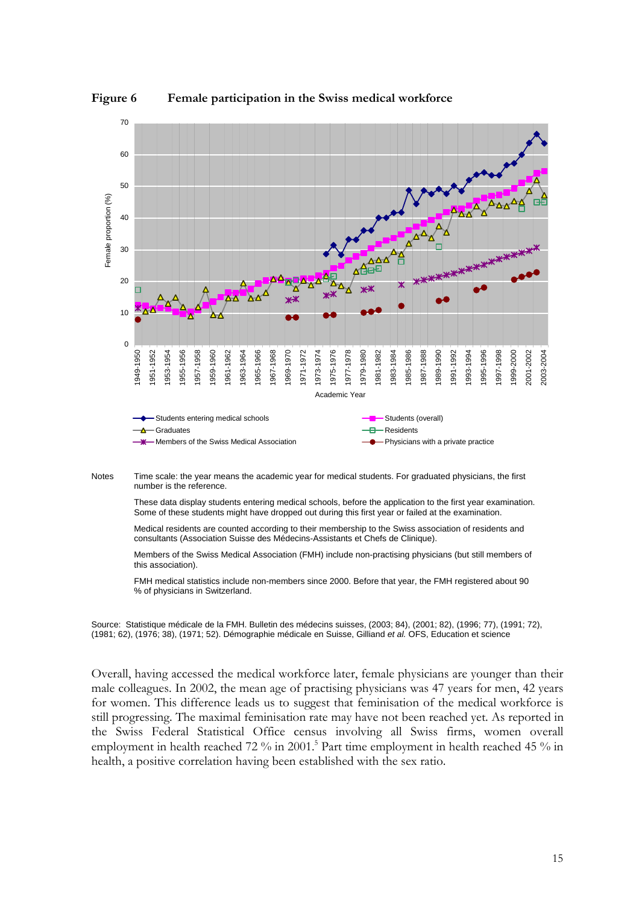**Figure 6 Female participation in the Swiss medical workforce**

Notes

Time scale: the year means the academic year for medical students. For graduated physicians, the first number is the reference.

These data display students entering medical schools, before the application to the first year examination. Some of these students might have dropped out during this first year or failed at the examination.

Medical residents are counted according to their membership to the Swiss association of residents and consultants (Association Suisse des Médecins-Assistants et Chefs de Clinique).

Members of the Swiss Medical Association (FMH) include non-practising physicians (but still members of this association).

FMH medical statistics include non-members since 2000. Before that year, the FMH registered about 90 % of physicians in Switzerland.

Source: Statistique médicale de la FMH. Bulletin des médecins suisses, (2003; 84), (2001; 82), (1996; 77), (1991; 72), (1981; 62), (1976; 38), (1971; 52). Démographie médicale en Suisse, Gilliand *et al.* OFS, Education et science

Overall, having accessed the medical workforce later, female physicians are younger than their male colleagues. In 2002, the mean age of practising physicians was 47 years for men, 42 years for women. This difference leads us to suggest that feminisation of the medical workforce is still progressing. The maximal feminisation rate may have not been reached yet. As reported in the Swiss Federal Statistical Office census involving all Swiss firms, women overall employment in health reached 72 % in 2001.[5] Part time employment in health reached 45 % in health, a positive correlation having been established with the sex ratio.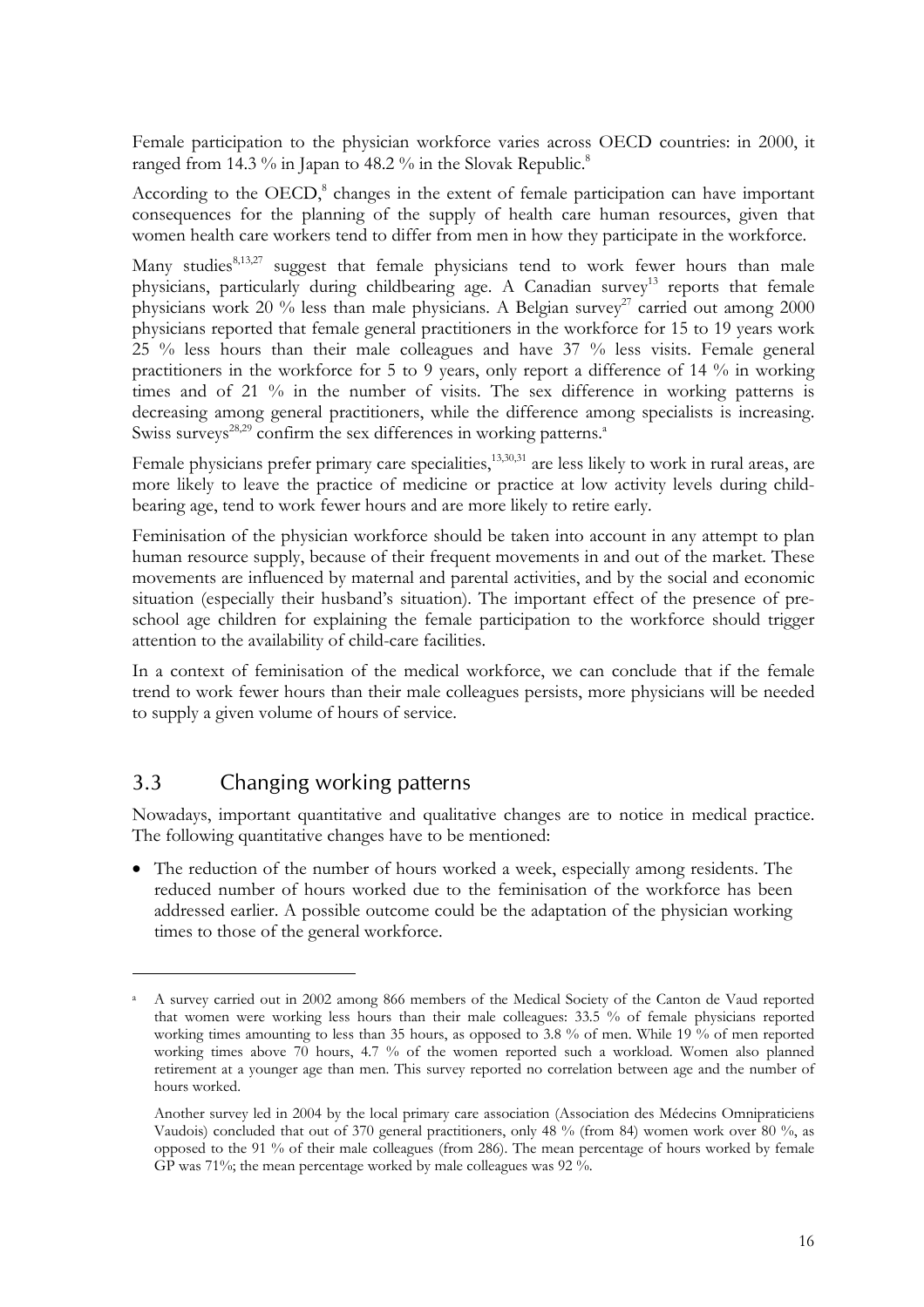Female participation to the physician workforce varies across OECD countries: in 2000, it ranged from 14.3 % in Japan to 48.2 % in the Slovak Republic.[8]

According to the OECD,[8] changes in the extent of female participation can have important consequences for the planning of the supply of health care human resources, given that women health care workers tend to differ from men in how they participate in the workforce.

Many studies[8,13,27] suggest that female physicians tend to work fewer hours than male physicians, particularly during childbearing age. A Canadian survey[13] reports that female physicians work 20 % less than male physicians. A Belgian survey[27] carried out among 2000 physicians reported that female general practitioners in the workforce for 15 to 19 years work 25 % less hours than their male colleagues and have 37 % less visits. Female general practitioners in the workforce for 5 to 9 years, only report a difference of 14 % in working times and of 21 % in the number of visits. The sex difference in working patterns is decreasing among general practitioners, while the difference among specialists is increasing. Swiss surveys[28,29] confirm the sex differences in working patterns.[a]

Female physicians prefer primary care specialities,[13,30,31] are less likely to work in rural areas, are more likely to leave the practice of medicine or practice at low activity levels during child-bearing age, tend to work fewer hours and are more likely to retire early.

Feminisation of the physician workforce should be taken into account in any attempt to plan human resource supply, because of their frequent movements in and out of the market. These movements are influenced by maternal and parental activities, and by the social and economic situation (especially their husband's situation). The important effect of the presence of pre-school age children for explaining the female participation to the workforce should trigger attention to the availability of child-care facilities.

In a context of feminisation of the medical workforce, we can conclude that if the female trend to work fewer hours than their male colleagues persists, more physicians will be needed to supply a given volume of hours of service.

## 3.3 Changing working patterns

Nowadays, important quantitative and qualitative changes are to notice in medical practice. The following quantitative changes have to be mentioned:

- The reduction of the number of hours worked a week, especially among residents. The reduced number of hours worked due to the feminisation of the workforce has been addressed earlier. A possible outcome could be the adaptation of the physician working times to those of the general workforce.

---

[a] A survey carried out in 2002 among 866 members of the Medical Society of the Canton de Vaud reported that women were working less hours than their male colleagues: 33.5 % of female physicians reported working times amounting to less than 35 hours, as opposed to 3.8 % of men. While 19 % of men reported working times above 70 hours, 4.7 % of the women reported such a workload. Women also planned retirement at a younger age than men. This survey reported no correlation between age and the number of hours worked.

Another survey led in 2004 by the local primary care association (Association des Médecins Omnipraticiens Vaudois) concluded that out of 370 general practitioners, only 48 % (from 84) women work over 80 %, as opposed to the 91 % of their male colleagues (from 286). The mean percentage of hours worked by female GP was 71%; the mean percentage worked by male colleagues was 92 %.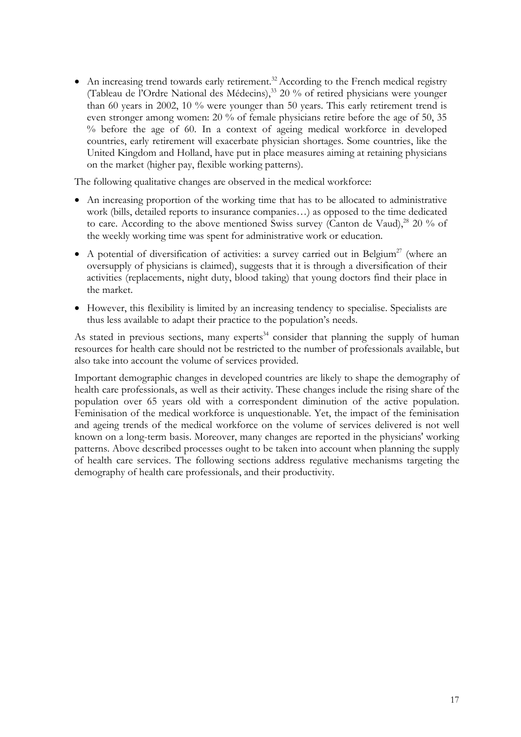- An increasing trend towards early retirement.[32] According to the French medical registry (Tableau de l'Ordre National des Médecins),[33] 20 % of retired physicians were younger than 60 years in 2002, 10 % were younger than 50 years. This early retirement trend is even stronger among women: 20 % of female physicians retire before the age of 50, 35 % before the age of 60. In a context of ageing medical workforce in developed countries, early retirement will exacerbate physician shortages. Some countries, like the United Kingdom and Holland, have put in place measures aiming at retaining physicians on the market (higher pay, flexible working patterns).

The following qualitative changes are observed in the medical workforce:

- An increasing proportion of the working time that has to be allocated to administrative work (bills, detailed reports to insurance companies…) as opposed to the time dedicated to care. According to the above mentioned Swiss survey (Canton de Vaud),[28] 20 % of the weekly working time was spent for administrative work or education.
- A potential of diversification of activities: a survey carried out in Belgium[27] (where an oversupply of physicians is claimed), suggests that it is through a diversification of their activities (replacements, night duty, blood taking) that young doctors find their place in the market.
- However, this flexibility is limited by an increasing tendency to specialise. Specialists are thus less available to adapt their practice to the population's needs.

As stated in previous sections, many experts[34] consider that planning the supply of human resources for health care should not be restricted to the number of professionals available, but also take into account the volume of services provided.

Important demographic changes in developed countries are likely to shape the demography of health care professionals, as well as their activity. These changes include the rising share of the population over 65 years old with a correspondent diminution of the active population. Feminisation of the medical workforce is unquestionable. Yet, the impact of the feminisation and ageing trends of the medical workforce on the volume of services delivered is not well known on a long-term basis. Moreover, many changes are reported in the physicians' working patterns. Above described processes ought to be taken into account when planning the supply of health care services. The following sections address regulative mechanisms targeting the demography of health care professionals, and their productivity.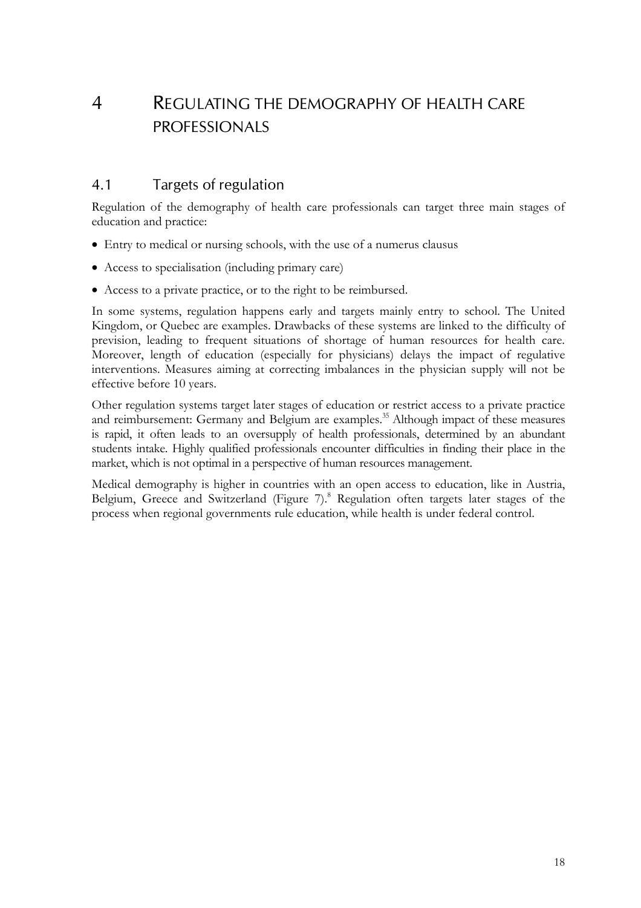# 4 REGULATING THE DEMOGRAPHY OF HEALTH CARE PROFESSIONALS

## 4.1 Targets of regulation

Regulation of the demography of health care professionals can target three main stages of education and practice:

- Entry to medical or nursing schools, with the use of a numerus clausus
- Access to specialisation (including primary care)
- Access to a private practice, or to the right to be reimbursed.

In some systems, regulation happens early and targets mainly entry to school. The United Kingdom, or Quebec are examples. Drawbacks of these systems are linked to the difficulty of prevision, leading to frequent situations of shortage of human resources for health care. Moreover, length of education (especially for physicians) delays the impact of regulative interventions. Measures aiming at correcting imbalances in the physician supply will not be effective before 10 years.

Other regulation systems target later stages of education or restrict access to a private practice and reimbursement: Germany and Belgium are examples.[35] Although impact of these measures is rapid, it often leads to an oversupply of health professionals, determined by an abundant students intake. Highly qualified professionals encounter difficulties in finding their place in the market, which is not optimal in a perspective of human resources management.

Medical demography is higher in countries with an open access to education, like in Austria, Belgium, Greece and Switzerland (Figure 7).[8] Regulation often targets later stages of the process when regional governments rule education, while health is under federal control.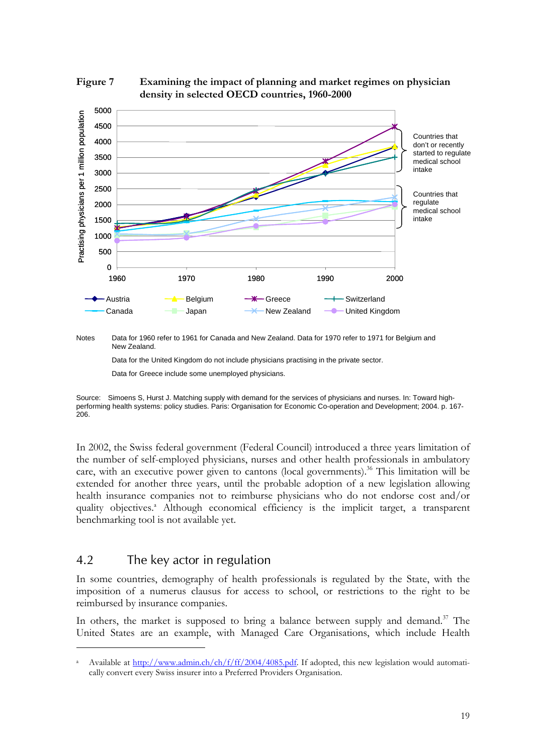**Figure 7 Examining the impact of planning and market regimes on physician density in selected OECD countries, 1960-2000**

Notes: Data for 1960 refer to 1961 for Canada and New Zealand. Data for 1970 refer to 1971 for Belgium and New Zealand.

Data for the United Kingdom do not include physicians practising in the private sector.

Data for Greece include some unemployed physicians.

Source: Simoens S, Hurst J. Matching supply with demand for the services of physicians and nurses. In: Toward high-performing health systems: policy studies. Paris: Organisation for Economic Co-operation and Development; 2004. p. 167-206.

In 2002, the Swiss federal government (Federal Council) introduced a three years limitation of the number of self-employed physicians, nurses and other health professionals in ambulatory care, with an executive power given to cantons (local governments).[36] This limitation will be extended for another three years, until the probable adoption of a new legislation allowing health insurance companies not to reimburse physicians who do not endorse cost and/or quality objectives.[a] Although economical efficiency is the implicit target, a transparent benchmarking tool is not available yet.

## 4.2 The key actor in regulation

In some countries, demography of health professionals is regulated by the State, with the imposition of a numerus clausus for access to school, or restrictions to the right to be reimbursed by insurance companies.

In others, the market is supposed to bring a balance between supply and demand.[37] The United States are an example, with Managed Care Organisations, which include Health

[a] Available at http://www.admin.ch/ch/f/ff/2004/4085.pdf. If adopted, this new legislation would automatically convert every Swiss insurer into a Preferred Providers Organisation.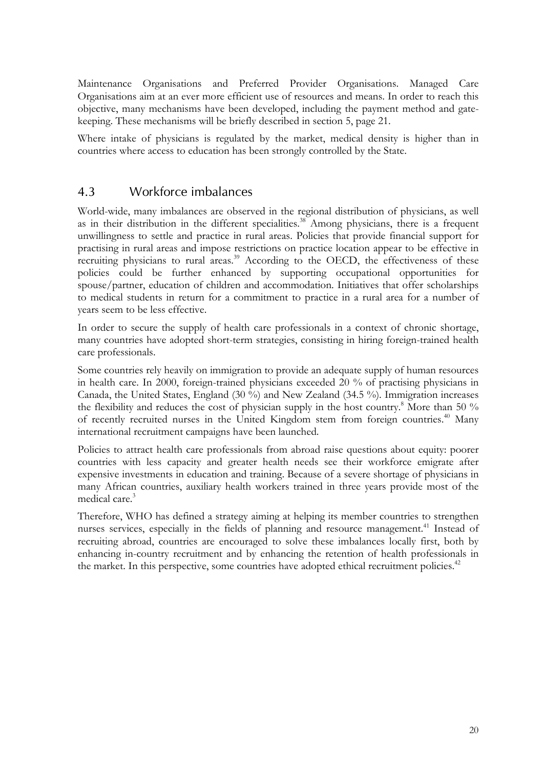Maintenance Organisations and Preferred Provider Organisations. Managed Care Organisations aim at an ever more efficient use of resources and means. In order to reach this objective, many mechanisms have been developed, including the payment method and gate-keeping. These mechanisms will be briefly described in section 5, page 21.

Where intake of physicians is regulated by the market, medical density is higher than in countries where access to education has been strongly controlled by the State.

## 4.3 Workforce imbalances

World-wide, many imbalances are observed in the regional distribution of physicians, as well as in their distribution in the different specialities.[38] Among physicians, there is a frequent unwillingness to settle and practice in rural areas. Policies that provide financial support for practising in rural areas and impose restrictions on practice location appear to be effective in recruiting physicians to rural areas.[39] According to the OECD, the effectiveness of these policies could be further enhanced by supporting occupational opportunities for spouse/partner, education of children and accommodation. Initiatives that offer scholarships to medical students in return for a commitment to practice in a rural area for a number of years seem to be less effective.

In order to secure the supply of health care professionals in a context of chronic shortage, many countries have adopted short-term strategies, consisting in hiring foreign-trained health care professionals.

Some countries rely heavily on immigration to provide an adequate supply of human resources in health care. In 2000, foreign-trained physicians exceeded 20 % of practising physicians in Canada, the United States, England (30 %) and New Zealand (34.5 %). Immigration increases the flexibility and reduces the cost of physician supply in the host country.[8] More than 50 % of recently recruited nurses in the United Kingdom stem from foreign countries.[40] Many international recruitment campaigns have been launched.

Policies to attract health care professionals from abroad raise questions about equity: poorer countries with less capacity and greater health needs see their workforce emigrate after expensive investments in education and training. Because of a severe shortage of physicians in many African countries, auxiliary health workers trained in three years provide most of the medical care.[3]

Therefore, WHO has defined a strategy aiming at helping its member countries to strengthen nurses services, especially in the fields of planning and resource management.[41] Instead of recruiting abroad, countries are encouraged to solve these imbalances locally first, both by enhancing in-country recruitment and by enhancing the retention of health professionals in the market. In this perspective, some countries have adopted ethical recruitment policies.[42]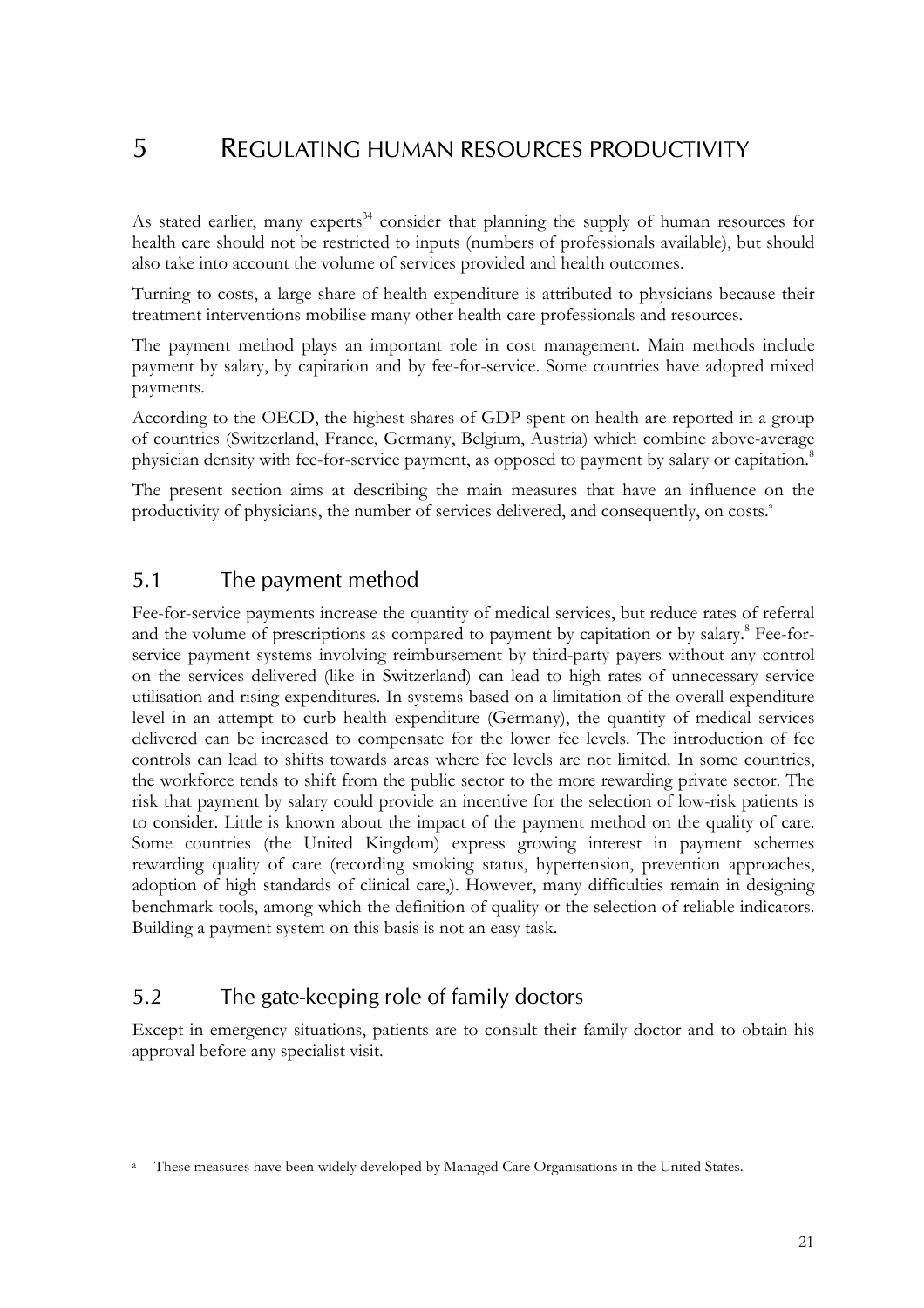# 5 REGULATING HUMAN RESOURCES PRODUCTIVITY

As stated earlier, many experts[34] consider that planning the supply of human resources for health care should not be restricted to inputs (numbers of professionals available), but should also take into account the volume of services provided and health outcomes.

Turning to costs, a large share of health expenditure is attributed to physicians because their treatment interventions mobilise many other health care professionals and resources.

The payment method plays an important role in cost management. Main methods include payment by salary, by capitation and by fee-for-service. Some countries have adopted mixed payments.

According to the OECD, the highest shares of GDP spent on health are reported in a group of countries (Switzerland, France, Germany, Belgium, Austria) which combine above-average physician density with fee-for-service payment, as opposed to payment by salary or capitation.[8]

The present section aims at describing the main measures that have an influence on the productivity of physicians, the number of services delivered, and consequently, on costs.[a]

## 5.1 The payment method

Fee-for-service payments increase the quantity of medical services, but reduce rates of referral and the volume of prescriptions as compared to payment by capitation or by salary.[8] Fee-for-service payment systems involving reimbursement by third-party payers without any control on the services delivered (like in Switzerland) can lead to high rates of unnecessary service utilisation and rising expenditures. In systems based on a limitation of the overall expenditure level in an attempt to curb health expenditure (Germany), the quantity of medical services delivered can be increased to compensate for the lower fee levels. The introduction of fee controls can lead to shifts towards areas where fee levels are not limited. In some countries, the workforce tends to shift from the public sector to the more rewarding private sector. The risk that payment by salary could provide an incentive for the selection of low-risk patients is to consider. Little is known about the impact of the payment method on the quality of care. Some countries (the United Kingdom) express growing interest in payment schemes rewarding quality of care (recording smoking status, hypertension, prevention approaches, adoption of high standards of clinical care,). However, many difficulties remain in designing benchmark tools, among which the definition of quality or the selection of reliable indicators. Building a payment system on this basis is not an easy task.

## 5.2 The gate-keeping role of family doctors

Except in emergency situations, patients are to consult their family doctor and to obtain his approval before any specialist visit.

---

[a] These measures have been widely developed by Managed Care Organisations in the United States.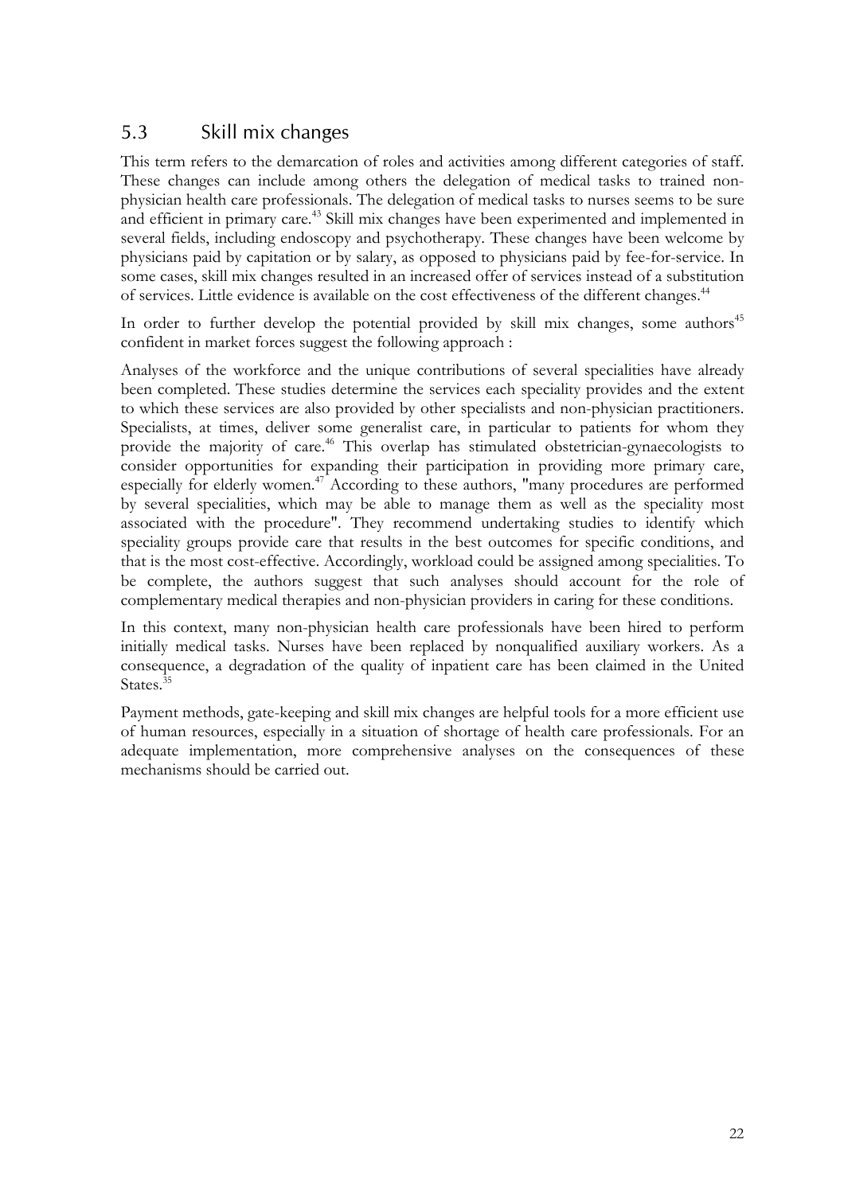## 5.3 Skill mix changes

This term refers to the demarcation of roles and activities among different categories of staff. These changes can include among others the delegation of medical tasks to trained non-physician health care professionals. The delegation of medical tasks to nurses seems to be sure and efficient in primary care.[43] Skill mix changes have been experimented and implemented in several fields, including endoscopy and psychotherapy. These changes have been welcome by physicians paid by capitation or by salary, as opposed to physicians paid by fee-for-service. In some cases, skill mix changes resulted in an increased offer of services instead of a substitution of services. Little evidence is available on the cost effectiveness of the different changes.[44]

In order to further develop the potential provided by skill mix changes, some authors[45] confident in market forces suggest the following approach :

Analyses of the workforce and the unique contributions of several specialities have already been completed. These studies determine the services each speciality provides and the extent to which these services are also provided by other specialists and non-physician practitioners. Specialists, at times, deliver some generalist care, in particular to patients for whom they provide the majority of care.[46] This overlap has stimulated obstetrician-gynaecologists to consider opportunities for expanding their participation in providing more primary care, especially for elderly women.[47] According to these authors, "many procedures are performed by several specialities, which may be able to manage them as well as the speciality most associated with the procedure". They recommend undertaking studies to identify which speciality groups provide care that results in the best outcomes for specific conditions, and that is the most cost-effective. Accordingly, workload could be assigned among specialities. To be complete, the authors suggest that such analyses should account for the role of complementary medical therapies and non-physician providers in caring for these conditions.

In this context, many non-physician health care professionals have been hired to perform initially medical tasks. Nurses have been replaced by nonqualified auxiliary workers. As a consequence, a degradation of the quality of inpatient care has been claimed in the United States.[35]

Payment methods, gate-keeping and skill mix changes are helpful tools for a more efficient use of human resources, especially in a situation of shortage of health care professionals. For an adequate implementation, more comprehensive analyses on the consequences of these mechanisms should be carried out.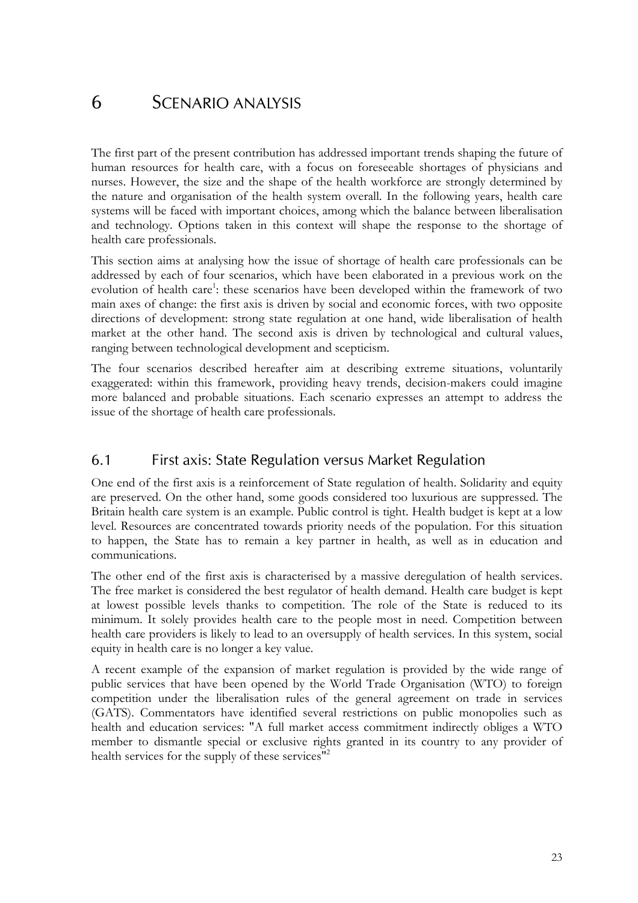// Transcribed page 23 of 34 (document 04c0d95d0329)
# 6 SCENARIO ANALYSIS

The first part of the present contribution has addressed important trends shaping the future of human resources for health care, with a focus on foreseeable shortages of physicians and nurses. However, the size and the shape of the health workforce are strongly determined by the nature and organisation of the health system overall. In the following years, health care systems will be faced with important choices, among which the balance between liberalisation and technology. Options taken in this context will shape the response to the shortage of health care professionals.

This section aims at analysing how the issue of shortage of health care professionals can be addressed by each of four scenarios, which have been elaborated in a previous work on the evolution of health care[1]: these scenarios have been developed within the framework of two main axes of change: the first axis is driven by social and economic forces, with two opposite directions of development: strong state regulation at one hand, wide liberalisation of health market at the other hand. The second axis is driven by technological and cultural values, ranging between technological development and scepticism.

The four scenarios described hereafter aim at describing extreme situations, voluntarily exaggerated: within this framework, providing heavy trends, decision-makers could imagine more balanced and probable situations. Each scenario expresses an attempt to address the issue of the shortage of health care professionals.

## 6.1 First axis: State Regulation versus Market Regulation

One end of the first axis is a reinforcement of State regulation of health. Solidarity and equity are preserved. On the other hand, some goods considered too luxurious are suppressed. The Britain health care system is an example. Public control is tight. Health budget is kept at a low level. Resources are concentrated towards priority needs of the population. For this situation to happen, the State has to remain a key partner in health, as well as in education and communications.

The other end of the first axis is characterised by a massive deregulation of health services. The free market is considered the best regulator of health demand. Health care budget is kept at lowest possible levels thanks to competition. The role of the State is reduced to its minimum. It solely provides health care to the people most in need. Competition between health care providers is likely to lead to an oversupply of health services. In this system, social equity in health care is no longer a key value.

A recent example of the expansion of market regulation is provided by the wide range of public services that have been opened by the World Trade Organisation (WTO) to foreign competition under the liberalisation rules of the general agreement on trade in services (GATS). Commentators have identified several restrictions on public monopolies such as health and education services: "A full market access commitment indirectly obliges a WTO member to dismantle special or exclusive rights granted in its country to any provider of health services for the supply of these services"[2]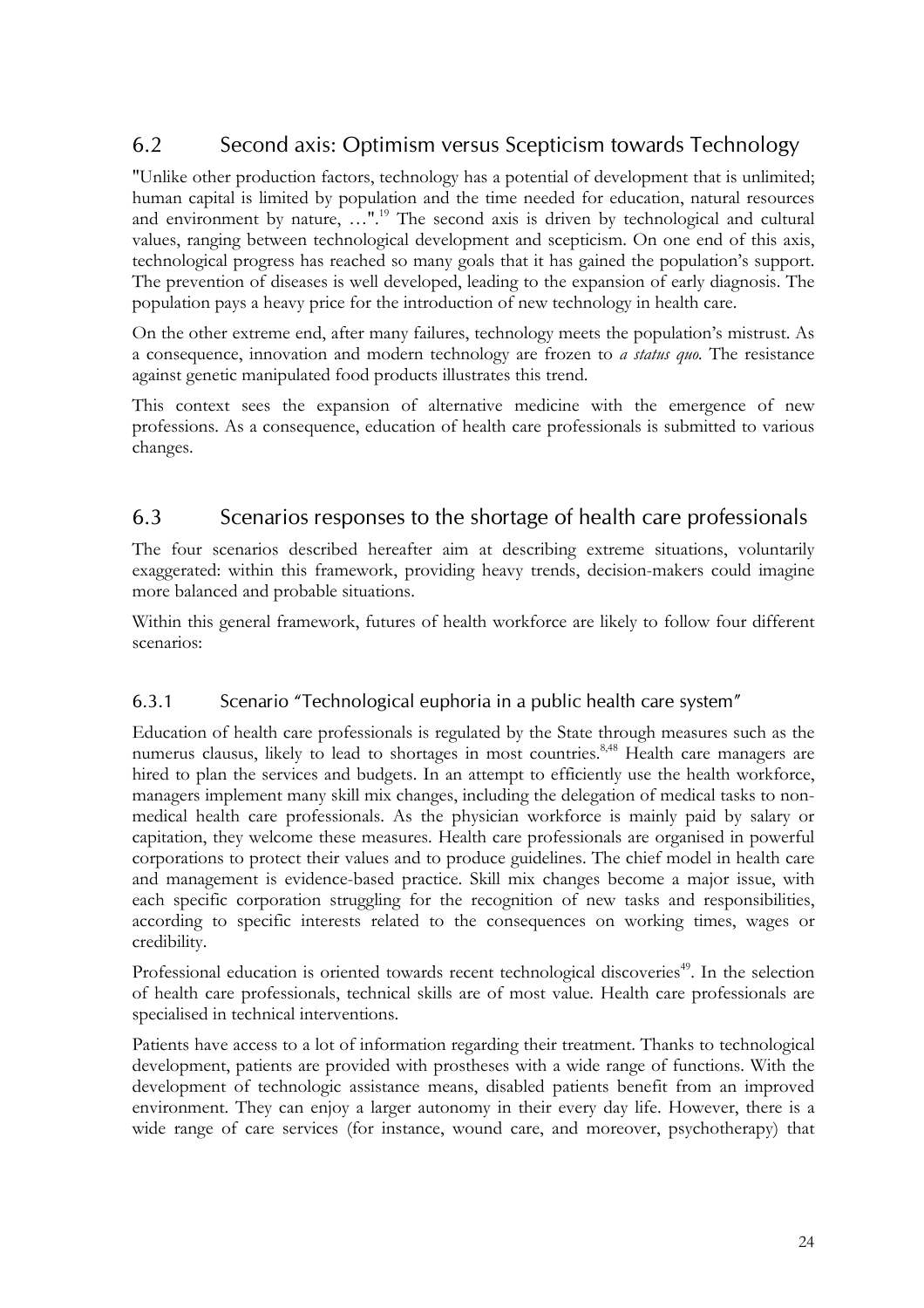## 6.2 Second axis: Optimism versus Scepticism towards Technology

"Unlike other production factors, technology has a potential of development that is unlimited; human capital is limited by population and the time needed for education, natural resources and environment by nature, …".[19] The second axis is driven by technological and cultural values, ranging between technological development and scepticism. On one end of this axis, technological progress has reached so many goals that it has gained the population's support. The prevention of diseases is well developed, leading to the expansion of early diagnosis. The population pays a heavy price for the introduction of new technology in health care.

On the other extreme end, after many failures, technology meets the population's mistrust. As a consequence, innovation and modern technology are frozen to *a status quo.* The resistance against genetic manipulated food products illustrates this trend.

This context sees the expansion of alternative medicine with the emergence of new professions. As a consequence, education of health care professionals is submitted to various changes.

## 6.3 Scenarios responses to the shortage of health care professionals

The four scenarios described hereafter aim at describing extreme situations, voluntarily exaggerated: within this framework, providing heavy trends, decision-makers could imagine more balanced and probable situations.

Within this general framework, futures of health workforce are likely to follow four different scenarios:

### 6.3.1 Scenario "Technological euphoria in a public health care system"

Education of health care professionals is regulated by the State through measures such as the numerus clausus, likely to lead to shortages in most countries.[8,48] Health care managers are hired to plan the services and budgets. In an attempt to efficiently use the health workforce, managers implement many skill mix changes, including the delegation of medical tasks to non-medical health care professionals. As the physician workforce is mainly paid by salary or capitation, they welcome these measures. Health care professionals are organised in powerful corporations to protect their values and to produce guidelines. The chief model in health care and management is evidence-based practice. Skill mix changes become a major issue, with each specific corporation struggling for the recognition of new tasks and responsibilities, according to specific interests related to the consequences on working times, wages or credibility.

Professional education is oriented towards recent technological discoveries[49]. In the selection of health care professionals, technical skills are of most value. Health care professionals are specialised in technical interventions.

Patients have access to a lot of information regarding their treatment. Thanks to technological development, patients are provided with prostheses with a wide range of functions. With the development of technologic assistance means, disabled patients benefit from an improved environment. They can enjoy a larger autonomy in their every day life. However, there is a wide range of care services (for instance, wound care, and moreover, psychotherapy) that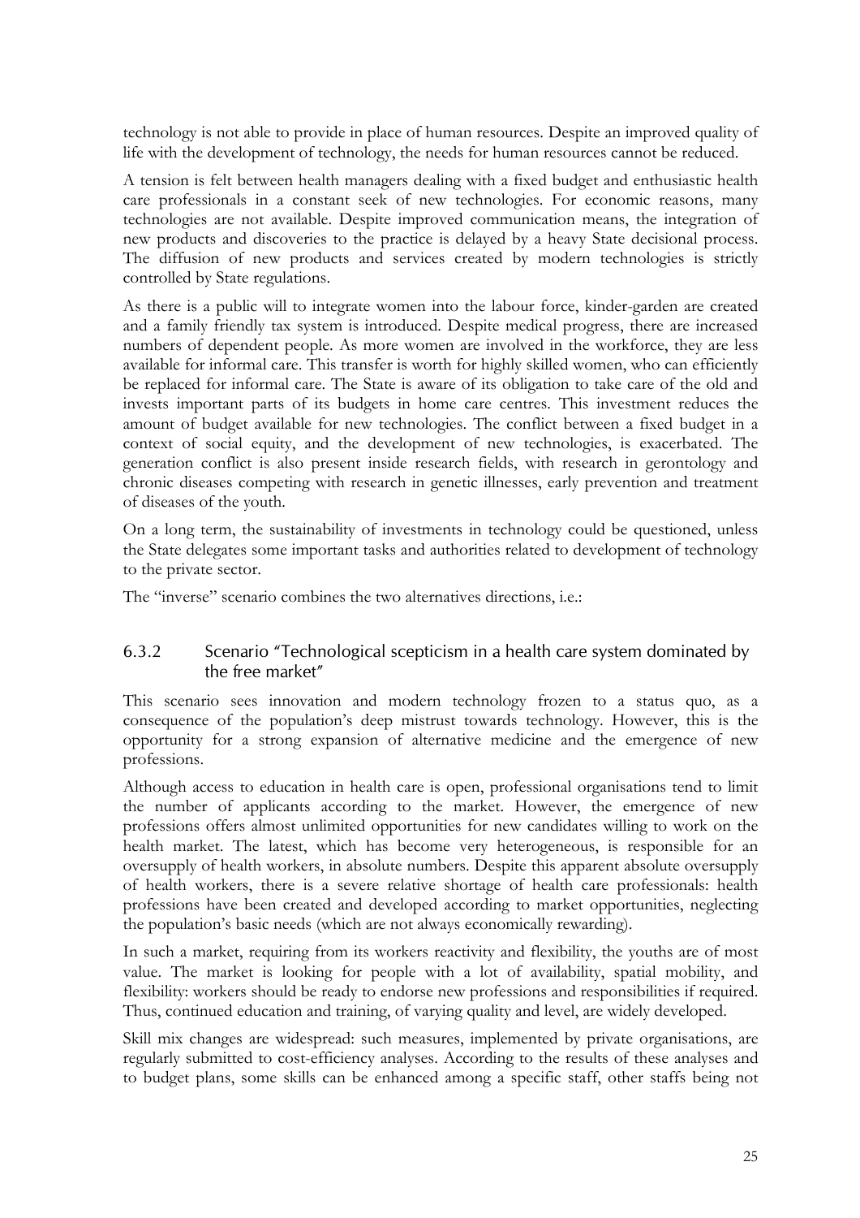technology is not able to provide in place of human resources. Despite an improved quality of life with the development of technology, the needs for human resources cannot be reduced.

A tension is felt between health managers dealing with a fixed budget and enthusiastic health care professionals in a constant seek of new technologies. For economic reasons, many technologies are not available. Despite improved communication means, the integration of new products and discoveries to the practice is delayed by a heavy State decisional process. The diffusion of new products and services created by modern technologies is strictly controlled by State regulations.

As there is a public will to integrate women into the labour force, kinder-garden are created and a family friendly tax system is introduced. Despite medical progress, there are increased numbers of dependent people. As more women are involved in the workforce, they are less available for informal care. This transfer is worth for highly skilled women, who can efficiently be replaced for informal care. The State is aware of its obligation to take care of the old and invests important parts of its budgets in home care centres. This investment reduces the amount of budget available for new technologies. The conflict between a fixed budget in a context of social equity, and the development of new technologies, is exacerbated. The generation conflict is also present inside research fields, with research in gerontology and chronic diseases competing with research in genetic illnesses, early prevention and treatment of diseases of the youth.

On a long term, the sustainability of investments in technology could be questioned, unless the State delegates some important tasks and authorities related to development of technology to the private sector.

The "inverse" scenario combines the two alternatives directions, i.e.:

### 6.3.2 Scenario "Technological scepticism in a health care system dominated by the free market"

This scenario sees innovation and modern technology frozen to a status quo, as a consequence of the population's deep mistrust towards technology. However, this is the opportunity for a strong expansion of alternative medicine and the emergence of new professions.

Although access to education in health care is open, professional organisations tend to limit the number of applicants according to the market. However, the emergence of new professions offers almost unlimited opportunities for new candidates willing to work on the health market. The latest, which has become very heterogeneous, is responsible for an oversupply of health workers, in absolute numbers. Despite this apparent absolute oversupply of health workers, there is a severe relative shortage of health care professionals: health professions have been created and developed according to market opportunities, neglecting the population's basic needs (which are not always economically rewarding).

In such a market, requiring from its workers reactivity and flexibility, the youths are of most value. The market is looking for people with a lot of availability, spatial mobility, and flexibility: workers should be ready to endorse new professions and responsibilities if required. Thus, continued education and training, of varying quality and level, are widely developed.

Skill mix changes are widespread: such measures, implemented by private organisations, are regularly submitted to cost-efficiency analyses. According to the results of these analyses and to budget plans, some skills can be enhanced among a specific staff, other staffs being not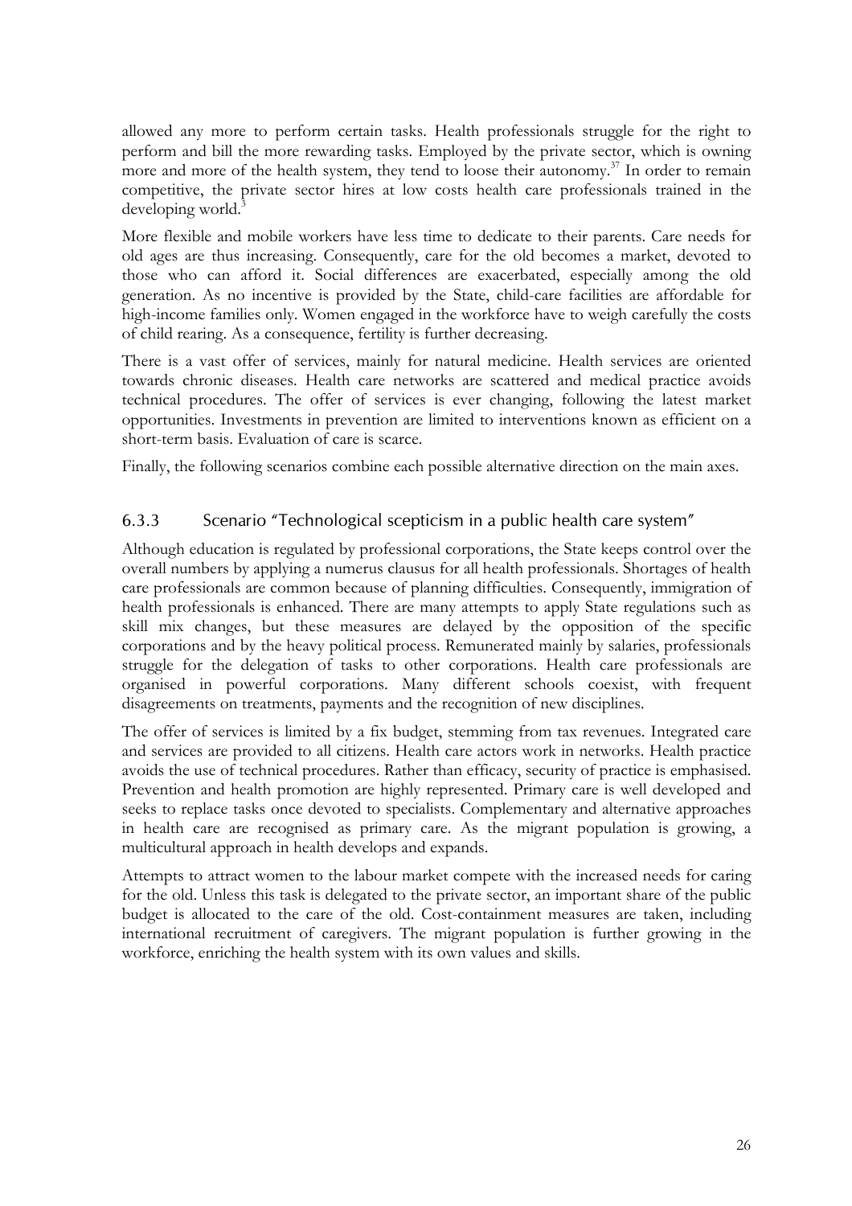allowed any more to perform certain tasks. Health professionals struggle for the right to perform and bill the more rewarding tasks. Employed by the private sector, which is owning more and more of the health system, they tend to loose their autonomy.[37] In order to remain competitive, the private sector hires at low costs health care professionals trained in the developing world.[3]

More flexible and mobile workers have less time to dedicate to their parents. Care needs for old ages are thus increasing. Consequently, care for the old becomes a market, devoted to those who can afford it. Social differences are exacerbated, especially among the old generation. As no incentive is provided by the State, child-care facilities are affordable for high-income families only. Women engaged in the workforce have to weigh carefully the costs of child rearing. As a consequence, fertility is further decreasing.

There is a vast offer of services, mainly for natural medicine. Health services are oriented towards chronic diseases. Health care networks are scattered and medical practice avoids technical procedures. The offer of services is ever changing, following the latest market opportunities. Investments in prevention are limited to interventions known as efficient on a short-term basis. Evaluation of care is scarce.

Finally, the following scenarios combine each possible alternative direction on the main axes.

### 6.3.3 Scenario "Technological scepticism in a public health care system"

Although education is regulated by professional corporations, the State keeps control over the overall numbers by applying a numerus clausus for all health professionals. Shortages of health care professionals are common because of planning difficulties. Consequently, immigration of health professionals is enhanced. There are many attempts to apply State regulations such as skill mix changes, but these measures are delayed by the opposition of the specific corporations and by the heavy political process. Remunerated mainly by salaries, professionals struggle for the delegation of tasks to other corporations. Health care professionals are organised in powerful corporations. Many different schools coexist, with frequent disagreements on treatments, payments and the recognition of new disciplines.

The offer of services is limited by a fix budget, stemming from tax revenues. Integrated care and services are provided to all citizens. Health care actors work in networks. Health practice avoids the use of technical procedures. Rather than efficacy, security of practice is emphasised. Prevention and health promotion are highly represented. Primary care is well developed and seeks to replace tasks once devoted to specialists. Complementary and alternative approaches in health care are recognised as primary care. As the migrant population is growing, a multicultural approach in health develops and expands.

Attempts to attract women to the labour market compete with the increased needs for caring for the old. Unless this task is delegated to the private sector, an important share of the public budget is allocated to the care of the old. Cost-containment measures are taken, including international recruitment of caregivers. The migrant population is further growing in the workforce, enriching the health system with its own values and skills.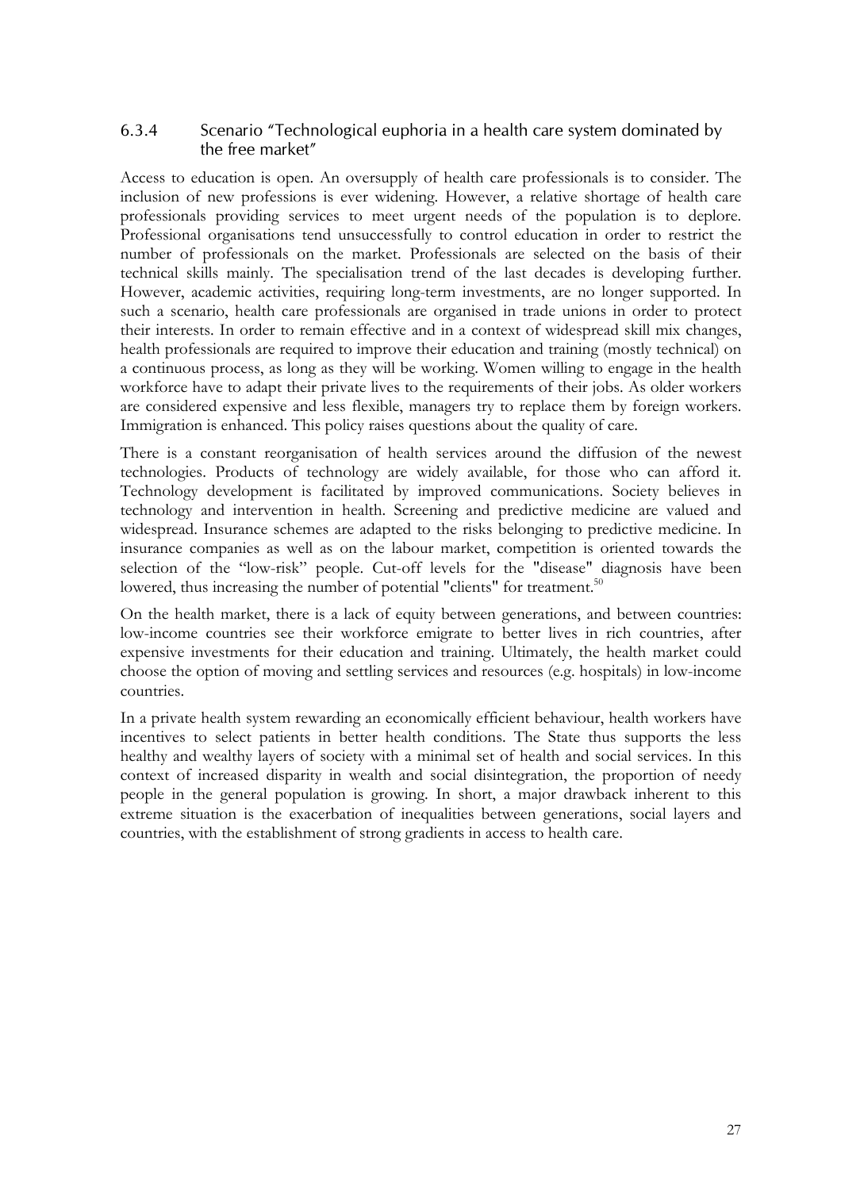### 6.3.4 Scenario "Technological euphoria in a health care system dominated by the free market"

Access to education is open. An oversupply of health care professionals is to consider. The inclusion of new professions is ever widening. However, a relative shortage of health care professionals providing services to meet urgent needs of the population is to deplore. Professional organisations tend unsuccessfully to control education in order to restrict the number of professionals on the market. Professionals are selected on the basis of their technical skills mainly. The specialisation trend of the last decades is developing further. However, academic activities, requiring long-term investments, are no longer supported. In such a scenario, health care professionals are organised in trade unions in order to protect their interests. In order to remain effective and in a context of widespread skill mix changes, health professionals are required to improve their education and training (mostly technical) on a continuous process, as long as they will be working. Women willing to engage in the health workforce have to adapt their private lives to the requirements of their jobs. As older workers are considered expensive and less flexible, managers try to replace them by foreign workers. Immigration is enhanced. This policy raises questions about the quality of care.

There is a constant reorganisation of health services around the diffusion of the newest technologies. Products of technology are widely available, for those who can afford it. Technology development is facilitated by improved communications. Society believes in technology and intervention in health. Screening and predictive medicine are valued and widespread. Insurance schemes are adapted to the risks belonging to predictive medicine. In insurance companies as well as on the labour market, competition is oriented towards the selection of the "low-risk" people. Cut-off levels for the "disease" diagnosis have been lowered, thus increasing the number of potential "clients" for treatment.[50]

On the health market, there is a lack of equity between generations, and between countries: low-income countries see their workforce emigrate to better lives in rich countries, after expensive investments for their education and training. Ultimately, the health market could choose the option of moving and settling services and resources (e.g. hospitals) in low-income countries.

In a private health system rewarding an economically efficient behaviour, health workers have incentives to select patients in better health conditions. The State thus supports the less healthy and wealthy layers of society with a minimal set of health and social services. In this context of increased disparity in wealth and social disintegration, the proportion of needy people in the general population is growing. In short, a major drawback inherent to this extreme situation is the exacerbation of inequalities between generations, social layers and countries, with the establishment of strong gradients in access to health care.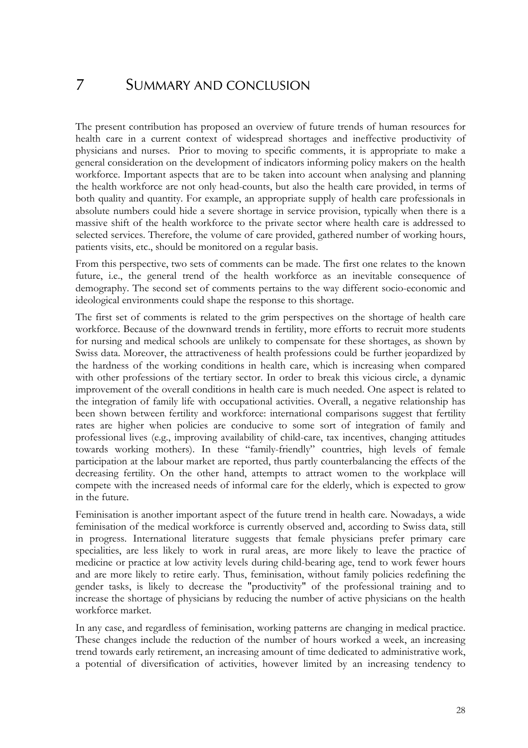# 7 SUMMARY AND CONCLUSION

The present contribution has proposed an overview of future trends of human resources for health care in a current context of widespread shortages and ineffective productivity of physicians and nurses. Prior to moving to specific comments, it is appropriate to make a general consideration on the development of indicators informing policy makers on the health workforce. Important aspects that are to be taken into account when analysing and planning the health workforce are not only head-counts, but also the health care provided, in terms of both quality and quantity. For example, an appropriate supply of health care professionals in absolute numbers could hide a severe shortage in service provision, typically when there is a massive shift of the health workforce to the private sector where health care is addressed to selected services. Therefore, the volume of care provided, gathered number of working hours, patients visits, etc., should be monitored on a regular basis.

From this perspective, two sets of comments can be made. The first one relates to the known future, i.e., the general trend of the health workforce as an inevitable consequence of demography. The second set of comments pertains to the way different socio-economic and ideological environments could shape the response to this shortage.

The first set of comments is related to the grim perspectives on the shortage of health care workforce. Because of the downward trends in fertility, more efforts to recruit more students for nursing and medical schools are unlikely to compensate for these shortages, as shown by Swiss data. Moreover, the attractiveness of health professions could be further jeopardized by the hardness of the working conditions in health care, which is increasing when compared with other professions of the tertiary sector. In order to break this vicious circle, a dynamic improvement of the overall conditions in health care is much needed. One aspect is related to the integration of family life with occupational activities. Overall, a negative relationship has been shown between fertility and workforce: international comparisons suggest that fertility rates are higher when policies are conducive to some sort of integration of family and professional lives (e.g., improving availability of child-care, tax incentives, changing attitudes towards working mothers). In these "family-friendly" countries, high levels of female participation at the labour market are reported, thus partly counterbalancing the effects of the decreasing fertility. On the other hand, attempts to attract women to the workplace will compete with the increased needs of informal care for the elderly, which is expected to grow in the future.

Feminisation is another important aspect of the future trend in health care. Nowadays, a wide feminisation of the medical workforce is currently observed and, according to Swiss data, still in progress. International literature suggests that female physicians prefer primary care specialities, are less likely to work in rural areas, are more likely to leave the practice of medicine or practice at low activity levels during child-bearing age, tend to work fewer hours and are more likely to retire early. Thus, feminisation, without family policies redefining the gender tasks, is likely to decrease the "productivity" of the professional training and to increase the shortage of physicians by reducing the number of active physicians on the health workforce market.

In any case, and regardless of feminisation, working patterns are changing in medical practice. These changes include the reduction of the number of hours worked a week, an increasing trend towards early retirement, an increasing amount of time dedicated to administrative work, a potential of diversification of activities, however limited by an increasing tendency to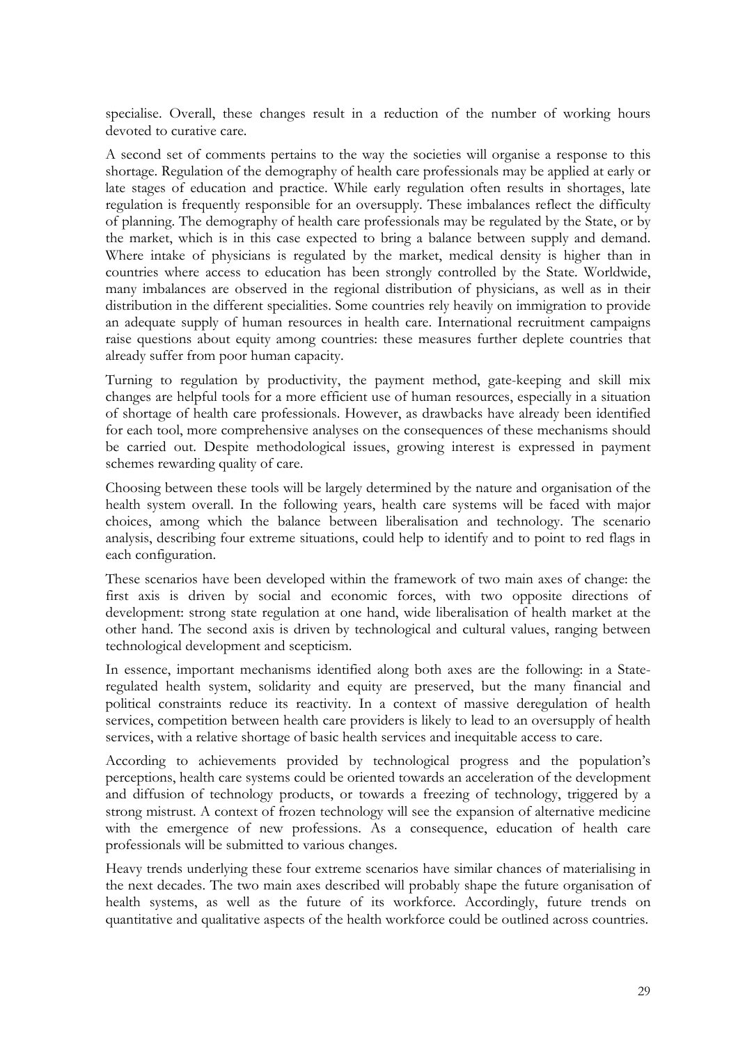specialise. Overall, these changes result in a reduction of the number of working hours devoted to curative care.

A second set of comments pertains to the way the societies will organise a response to this shortage. Regulation of the demography of health care professionals may be applied at early or late stages of education and practice. While early regulation often results in shortages, late regulation is frequently responsible for an oversupply. These imbalances reflect the difficulty of planning. The demography of health care professionals may be regulated by the State, or by the market, which is in this case expected to bring a balance between supply and demand. Where intake of physicians is regulated by the market, medical density is higher than in countries where access to education has been strongly controlled by the State. Worldwide, many imbalances are observed in the regional distribution of physicians, as well as in their distribution in the different specialities. Some countries rely heavily on immigration to provide an adequate supply of human resources in health care. International recruitment campaigns raise questions about equity among countries: these measures further deplete countries that already suffer from poor human capacity.

Turning to regulation by productivity, the payment method, gate-keeping and skill mix changes are helpful tools for a more efficient use of human resources, especially in a situation of shortage of health care professionals. However, as drawbacks have already been identified for each tool, more comprehensive analyses on the consequences of these mechanisms should be carried out. Despite methodological issues, growing interest is expressed in payment schemes rewarding quality of care.

Choosing between these tools will be largely determined by the nature and organisation of the health system overall. In the following years, health care systems will be faced with major choices, among which the balance between liberalisation and technology. The scenario analysis, describing four extreme situations, could help to identify and to point to red flags in each configuration.

These scenarios have been developed within the framework of two main axes of change: the first axis is driven by social and economic forces, with two opposite directions of development: strong state regulation at one hand, wide liberalisation of health market at the other hand. The second axis is driven by technological and cultural values, ranging between technological development and scepticism.

In essence, important mechanisms identified along both axes are the following: in a State-regulated health system, solidarity and equity are preserved, but the many financial and political constraints reduce its reactivity. In a context of massive deregulation of health services, competition between health care providers is likely to lead to an oversupply of health services, with a relative shortage of basic health services and inequitable access to care.

According to achievements provided by technological progress and the population's perceptions, health care systems could be oriented towards an acceleration of the development and diffusion of technology products, or towards a freezing of technology, triggered by a strong mistrust. A context of frozen technology will see the expansion of alternative medicine with the emergence of new professions. As a consequence, education of health care professionals will be submitted to various changes.

Heavy trends underlying these four extreme scenarios have similar chances of materialising in the next decades. The two main axes described will probably shape the future organisation of health systems, as well as the future of its workforce. Accordingly, future trends on quantitative and qualitative aspects of the health workforce could be outlined across countries.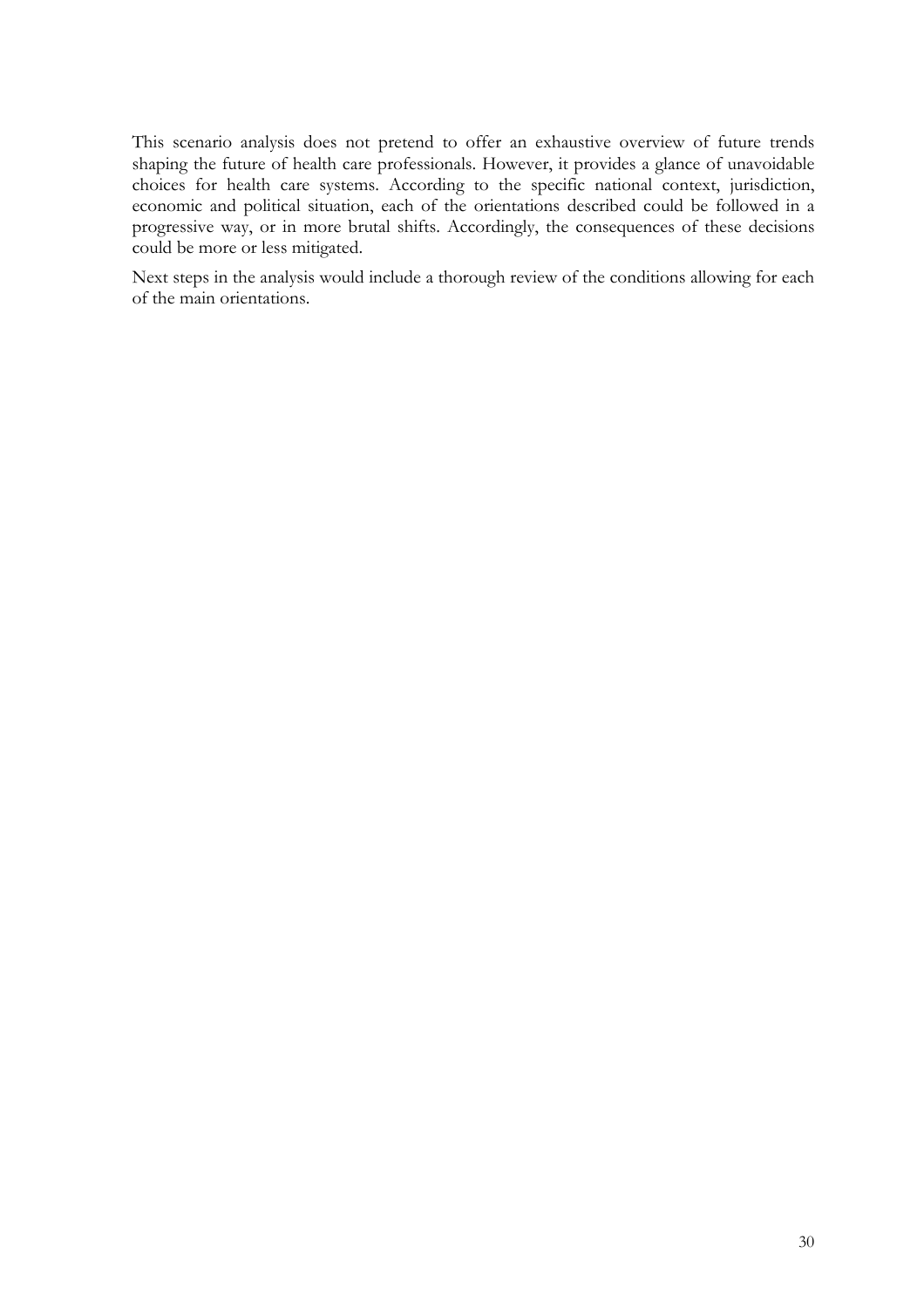This scenario analysis does not pretend to offer an exhaustive overview of future trends shaping the future of health care professionals. However, it provides a glance of unavoidable choices for health care systems. According to the specific national context, jurisdiction, economic and political situation, each of the orientations described could be followed in a progressive way, or in more brutal shifts. Accordingly, the consequences of these decisions could be more or less mitigated.

Next steps in the analysis would include a thorough review of the conditions allowing for each of the main orientations.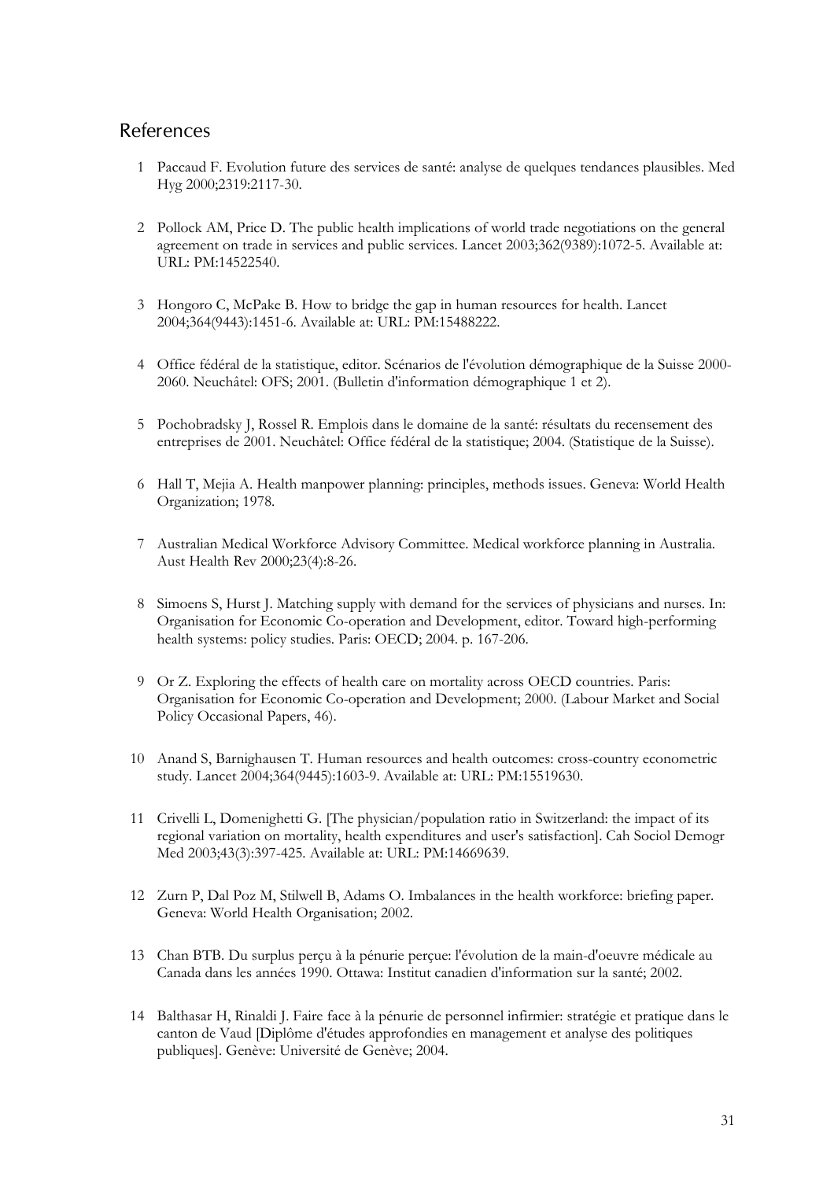## References

1. Paccaud F. Evolution future des services de santé: analyse de quelques tendances plausibles. Med Hyg 2000;2319:2117-30.

2. Pollock AM, Price D. The public health implications of world trade negotiations on the general agreement on trade in services and public services. Lancet 2003;362(9389):1072-5. Available at: URL: PM:14522540.

3. Hongoro C, McPake B. How to bridge the gap in human resources for health. Lancet 2004;364(9443):1451-6. Available at: URL: PM:15488222.

4. Office fédéral de la statistique, editor. Scénarios de l'évolution démographique de la Suisse 2000-2060. Neuchâtel: OFS; 2001. (Bulletin d'information démographique 1 et 2).

5. Pochobradsky J, Rossel R. Emplois dans le domaine de la santé: résultats du recensement des entreprises de 2001. Neuchâtel: Office fédéral de la statistique; 2004. (Statistique de la Suisse).

6. Hall T, Mejia A. Health manpower planning: principles, methods issues. Geneva: World Health Organization; 1978.

7. Australian Medical Workforce Advisory Committee. Medical workforce planning in Australia. Aust Health Rev 2000;23(4):8-26.

8. Simoens S, Hurst J. Matching supply with demand for the services of physicians and nurses. In: Organisation for Economic Co-operation and Development, editor. Toward high-performing health systems: policy studies. Paris: OECD; 2004. p. 167-206.

9. Or Z. Exploring the effects of health care on mortality across OECD countries. Paris: Organisation for Economic Co-operation and Development; 2000. (Labour Market and Social Policy Occasional Papers, 46).

10. Anand S, Barnighausen T. Human resources and health outcomes: cross-country econometric study. Lancet 2004;364(9445):1603-9. Available at: URL: PM:15519630.

11. Crivelli L, Domenighetti G. [The physician/population ratio in Switzerland: the impact of its regional variation on mortality, health expenditures and user's satisfaction]. Cah Sociol Demogr Med 2003;43(3):397-425. Available at: URL: PM:14669639.

12. Zurn P, Dal Poz M, Stilwell B, Adams O. Imbalances in the health workforce: briefing paper. Geneva: World Health Organisation; 2002.

13. Chan BTB. Du surplus perçu à la pénurie perçue: l'évolution de la main-d'oeuvre médicale au Canada dans les années 1990. Ottawa: Institut canadien d'information sur la santé; 2002.

14. Balthasar H, Rinaldi J. Faire face à la pénurie de personnel infirmier: stratégie et pratique dans le canton de Vaud [Diplôme d'études approfondies en management et analyse des politiques publiques]. Genève: Université de Genève; 2004.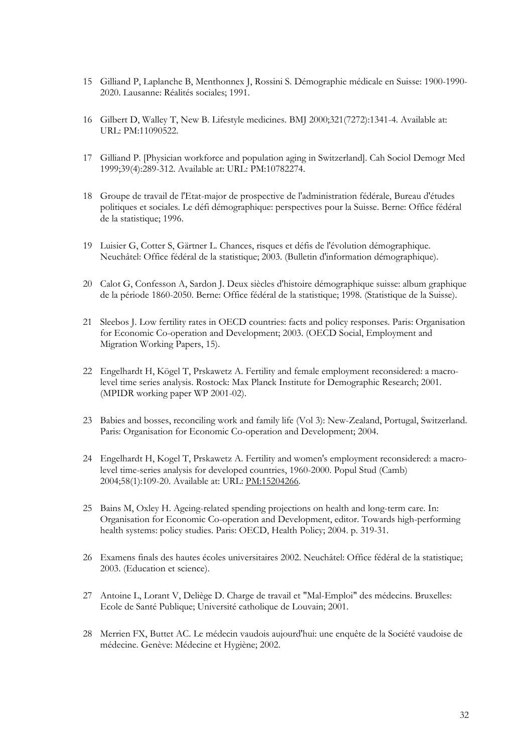15 Gilliand P, Laplanche B, Menthonnex J, Rossini S. Démographie médicale en Suisse: 1900-1990-2020. Lausanne: Réalités sociales; 1991.

16 Gilbert D, Walley T, New B. Lifestyle medicines. BMJ 2000;321(7272):1341-4. Available at: URL: PM:11090522.

17 Gilliand P. [Physician workforce and population aging in Switzerland]. Cah Sociol Demogr Med 1999;39(4):289-312. Available at: URL: PM:10782274.

18 Groupe de travail de l'Etat-major de prospective de l'administration fédérale, Bureau d'études politiques et sociales. Le défi démographique: perspectives pour la Suisse. Berne: Office fédéral de la statistique; 1996.

19 Luisier G, Cotter S, Gärtner L. Chances, risques et défis de l'évolution démographique. Neuchâtel: Office fédéral de la statistique; 2003. (Bulletin d'information démographique).

20 Calot G, Confesson A, Sardon J. Deux siècles d'histoire démographique suisse: album graphique de la période 1860-2050. Berne: Office fédéral de la statistique; 1998. (Statistique de la Suisse).

21 Sleebos J. Low fertility rates in OECD countries: facts and policy responses. Paris: Organisation for Economic Co-operation and Development; 2003. (OECD Social, Employment and Migration Working Papers, 15).

22 Engelhardt H, Kögel T, Prskawetz A. Fertility and female employment reconsidered: a macro-level time series analysis. Rostock: Max Planck Institute for Demographic Research; 2001. (MPIDR working paper WP 2001-02).

23 Babies and bosses, reconciling work and family life (Vol 3): New-Zealand, Portugal, Switzerland. Paris: Organisation for Economic Co-operation and Development; 2004.

24 Engelhardt H, Kogel T, Prskawetz A. Fertility and women's employment reconsidered: a macro-level time-series analysis for developed countries, 1960-2000. Popul Stud (Camb) 2004;58(1):109-20. Available at: URL: PM:15204266.

25 Bains M, Oxley H. Ageing-related spending projections on health and long-term care. In: Organisation for Economic Co-operation and Development, editor. Towards high-performing health systems: policy studies. Paris: OECD, Health Policy; 2004. p. 319-31.

26 Examens finals des hautes écoles universitaires 2002. Neuchâtel: Office fédéral de la statistique; 2003. (Education et science).

27 Antoine L, Lorant V, Deliège D. Charge de travail et "Mal-Emploi" des médecins. Bruxelles: Ecole de Santé Publique; Université catholique de Louvain; 2001.

28 Merrien FX, Buttet AC. Le médecin vaudois aujourd'hui: une enquête de la Société vaudoise de médecine. Genève: Médecine et Hygiène; 2002.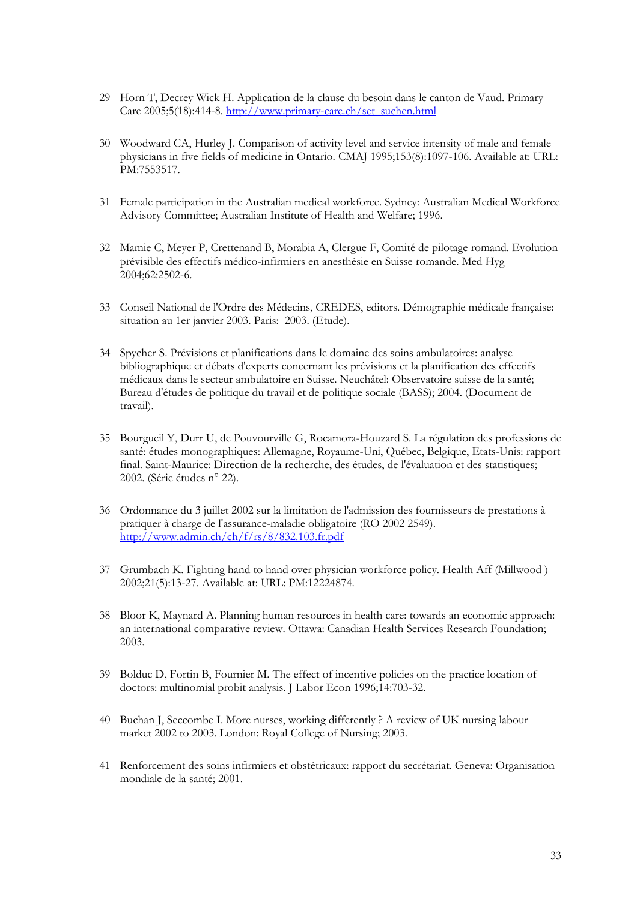29 Horn T, Decrey Wick H. Application de la clause du besoin dans le canton de Vaud. Primary Care 2005;5(18):414-8. http://www.primary-care.ch/set_suchen.html

30 Woodward CA, Hurley J. Comparison of activity level and service intensity of male and female physicians in five fields of medicine in Ontario. CMAJ 1995;153(8):1097-106. Available at: URL: PM:7553517.

31 Female participation in the Australian medical workforce. Sydney: Australian Medical Workforce Advisory Committee; Australian Institute of Health and Welfare; 1996.

32 Mamie C, Meyer P, Crettenand B, Morabia A, Clergue F, Comité de pilotage romand. Evolution prévisible des effectifs médico-infirmiers en anesthésie en Suisse romande. Med Hyg 2004;62:2502-6.

33 Conseil National de l'Ordre des Médecins, CREDES, editors. Démographie médicale française: situation au 1er janvier 2003. Paris: 2003. (Etude).

34 Spycher S. Prévisions et planifications dans le domaine des soins ambulatoires: analyse bibliographique et débats d'experts concernant les prévisions et la planification des effectifs médicaux dans le secteur ambulatoire en Suisse. Neuchâtel: Observatoire suisse de la santé; Bureau d'études de politique du travail et de politique sociale (BASS); 2004. (Document de travail).

35 Bourgueil Y, Durr U, de Pouvourville G, Rocamora-Houzard S. La régulation des professions de santé: études monographiques: Allemagne, Royaume-Uni, Québec, Belgique, Etats-Unis: rapport final. Saint-Maurice: Direction de la recherche, des études, de l'évaluation et des statistiques; 2002. (Série études n° 22).

36 Ordonnance du 3 juillet 2002 sur la limitation de l'admission des fournisseurs de prestations à pratiquer à charge de l'assurance-maladie obligatoire (RO 2002 2549). http://www.admin.ch/ch/f/rs/8/832.103.fr.pdf

37 Grumbach K. Fighting hand to hand over physician workforce policy. Health Aff (Millwood ) 2002;21(5):13-27. Available at: URL: PM:12224874.

38 Bloor K, Maynard A. Planning human resources in health care: towards an economic approach: an international comparative review. Ottawa: Canadian Health Services Research Foundation; 2003.

39 Bolduc D, Fortin B, Fournier M. The effect of incentive policies on the practice location of doctors: multinomial probit analysis. J Labor Econ 1996;14:703-32.

40 Buchan J, Seccombe I. More nurses, working differently ? A review of UK nursing labour market 2002 to 2003. London: Royal College of Nursing; 2003.

41 Renforcement des soins infirmiers et obstétricaux: rapport du secrétariat. Geneva: Organisation mondiale de la santé; 2001.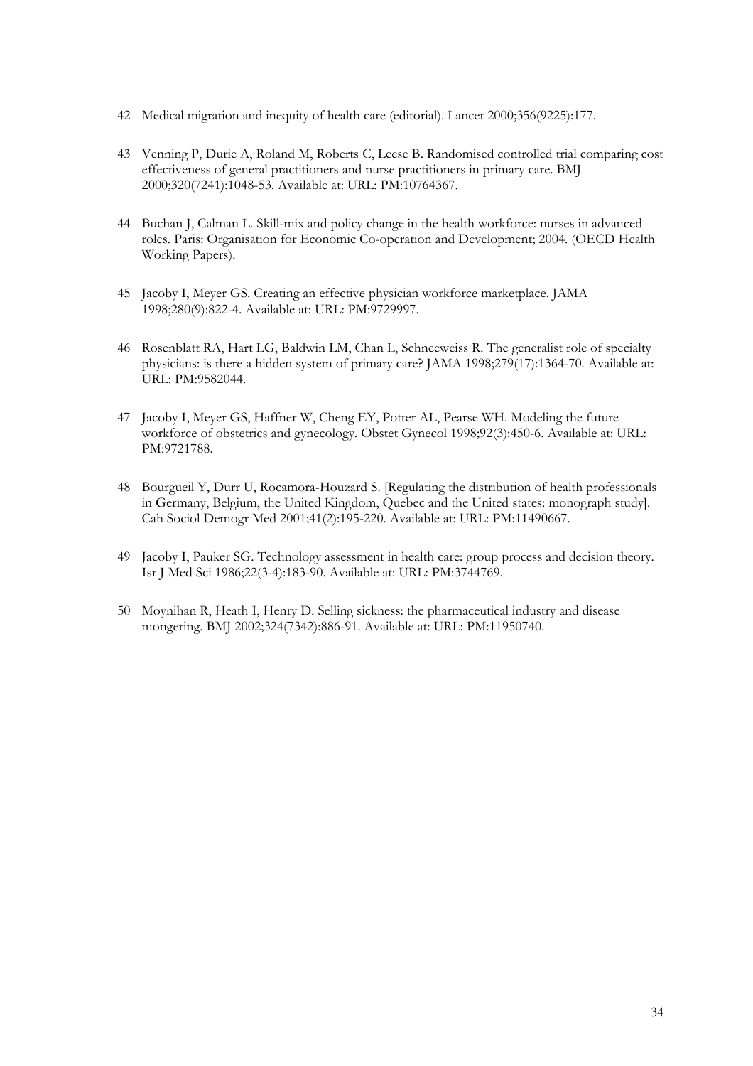42 Medical migration and inequity of health care (editorial). Lancet 2000;356(9225):177.

43 Venning P, Durie A, Roland M, Roberts C, Leese B. Randomised controlled trial comparing cost effectiveness of general practitioners and nurse practitioners in primary care. BMJ 2000;320(7241):1048-53. Available at: URL: PM:10764367.

44 Buchan J, Calman L. Skill-mix and policy change in the health workforce: nurses in advanced roles. Paris: Organisation for Economic Co-operation and Development; 2004. (OECD Health Working Papers).

45 Jacoby I, Meyer GS. Creating an effective physician workforce marketplace. JAMA 1998;280(9):822-4. Available at: URL: PM:9729997.

46 Rosenblatt RA, Hart LG, Baldwin LM, Chan L, Schneeweiss R. The generalist role of specialty physicians: is there a hidden system of primary care? JAMA 1998;279(17):1364-70. Available at: URL: PM:9582044.

47 Jacoby I, Meyer GS, Haffner W, Cheng EY, Potter AL, Pearse WH. Modeling the future workforce of obstetrics and gynecology. Obstet Gynecol 1998;92(3):450-6. Available at: URL: PM:9721788.

48 Bourgueil Y, Durr U, Rocamora-Houzard S. [Regulating the distribution of health professionals in Germany, Belgium, the United Kingdom, Quebec and the United states: monograph study]. Cah Sociol Demogr Med 2001;41(2):195-220. Available at: URL: PM:11490667.

49 Jacoby I, Pauker SG. Technology assessment in health care: group process and decision theory. Isr J Med Sci 1986;22(3-4):183-90. Available at: URL: PM:3744769.

50 Moynihan R, Heath I, Henry D. Selling sickness: the pharmaceutical industry and disease mongering. BMJ 2002;324(7342):886-91. Available at: URL: PM:11950740.